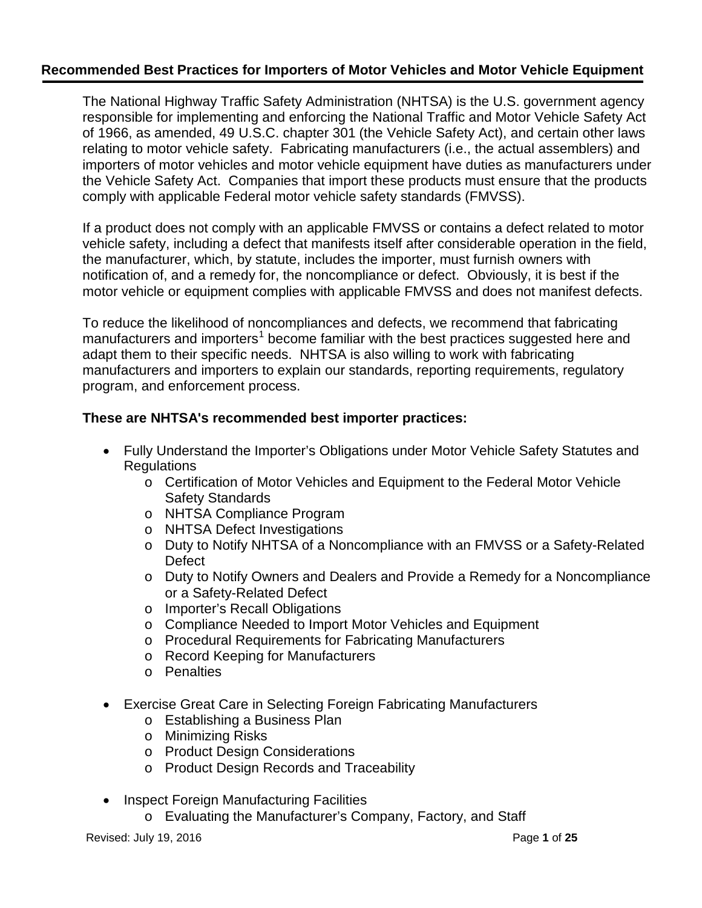## Recommended Best Practices for Importers of Motor Vehicles and Motor Vehicle Equipment

The National Highway Traffic Safety Administration (NHTSA) is the U.S. government agency responsible for implementing and enforcing the National Traffic and Motor Vehicle Safety Act of 1966, as amended, 49 U.S.C. chapter 301 (the Vehicle Safety Act), and certain other laws relating to motor vehicle safety. Fabricating manufacturers (i.e., the actual assemblers) and importers of motor vehicles and motor vehicle equipment have duties as manufacturers under the Vehicle Safety Act. Companies that import these products must ensure that the products comply with applicable Federal motor vehicle safety standards (FMVSS).

If a product does not comply with an applicable FMVSS or contains a defect related to motor vehicle safety, including a defect that manifests itself after considerable operation in the field, the manufacturer, which, by statute, includes the importer, must furnish owners with notification of, and a remedy for, the noncompliance or defect. Obviously, it is best if the motor vehicle or equipment complies with applicable FMVSS and does not manifest defects.

To reduce the likelihood of noncompliances and defects, we recommend that fabricating manufacturers and importers[1] become familiar with the best practices suggested here and adapt them to their specific needs. NHTSA is also willing to work with fabricating manufacturers and importers to explain our standards, reporting requirements, regulatory program, and enforcement process.

**These are NHTSA's recommended best importer practices:**

- Fully Understand the Importer's Obligations under Motor Vehicle Safety Statutes and Regulations
  - Certification of Motor Vehicles and Equipment to the Federal Motor Vehicle Safety Standards
  - NHTSA Compliance Program
  - NHTSA Defect Investigations
  - Duty to Notify NHTSA of a Noncompliance with an FMVSS or a Safety-Related Defect
  - Duty to Notify Owners and Dealers and Provide a Remedy for a Noncompliance or a Safety-Related Defect
  - Importer's Recall Obligations
  - Compliance Needed to Import Motor Vehicles and Equipment
  - Procedural Requirements for Fabricating Manufacturers
  - Record Keeping for Manufacturers
  - Penalties
- Exercise Great Care in Selecting Foreign Fabricating Manufacturers
  - Establishing a Business Plan
  - Minimizing Risks
  - Product Design Considerations
  - Product Design Records and Traceability
- Inspect Foreign Manufacturing Facilities
  - Evaluating the Manufacturer's Company, Factory, and Staff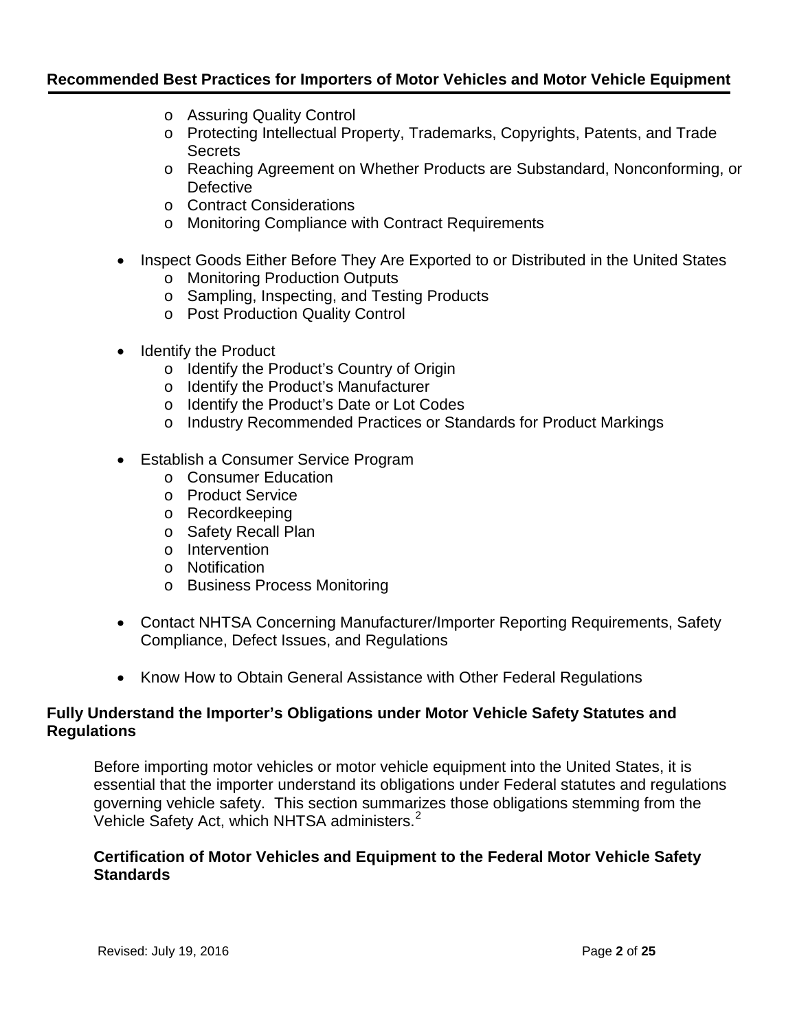- Assuring Quality Control
- Protecting Intellectual Property, Trademarks, Copyrights, Patents, and Trade Secrets
- Reaching Agreement on Whether Products are Substandard, Nonconforming, or Defective
- Contract Considerations
- Monitoring Compliance with Contract Requirements

- Inspect Goods Either Before They Are Exported to or Distributed in the United States
  - Monitoring Production Outputs
  - Sampling, Inspecting, and Testing Products
  - Post Production Quality Control

- Identify the Product
  - Identify the Product's Country of Origin
  - Identify the Product's Manufacturer
  - Identify the Product's Date or Lot Codes
  - Industry Recommended Practices or Standards for Product Markings

- Establish a Consumer Service Program
  - Consumer Education
  - Product Service
  - Recordkeeping
  - Safety Recall Plan
  - Intervention
  - Notification
  - Business Process Monitoring

- Contact NHTSA Concerning Manufacturer/Importer Reporting Requirements, Safety Compliance, Defect Issues, and Regulations

- Know How to Obtain General Assistance with Other Federal Regulations

## Fully Understand the Importer's Obligations under Motor Vehicle Safety Statutes and Regulations

Before importing motor vehicles or motor vehicle equipment into the United States, it is essential that the importer understand its obligations under Federal statutes and regulations governing vehicle safety. This section summarizes those obligations stemming from the Vehicle Safety Act, which NHTSA administers.[2]

### Certification of Motor Vehicles and Equipment to the Federal Motor Vehicle Safety Standards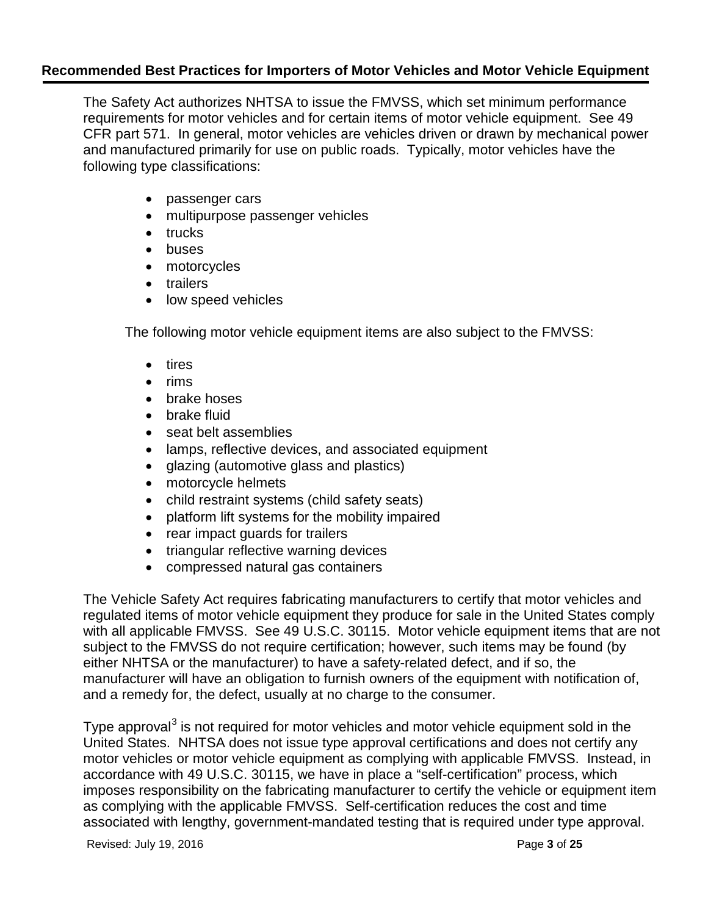The Safety Act authorizes NHTSA to issue the FMVSS, which set minimum performance requirements for motor vehicles and for certain items of motor vehicle equipment. See 49 CFR part 571. In general, motor vehicles are vehicles driven or drawn by mechanical power and manufactured primarily for use on public roads. Typically, motor vehicles have the following type classifications:

- passenger cars
- multipurpose passenger vehicles
- trucks
- buses
- motorcycles
- trailers
- low speed vehicles

The following motor vehicle equipment items are also subject to the FMVSS:

- tires
- rims
- brake hoses
- brake fluid
- seat belt assemblies
- lamps, reflective devices, and associated equipment
- glazing (automotive glass and plastics)
- motorcycle helmets
- child restraint systems (child safety seats)
- platform lift systems for the mobility impaired
- rear impact guards for trailers
- triangular reflective warning devices
- compressed natural gas containers

The Vehicle Safety Act requires fabricating manufacturers to certify that motor vehicles and regulated items of motor vehicle equipment they produce for sale in the United States comply with all applicable FMVSS. See 49 U.S.C. 30115. Motor vehicle equipment items that are not subject to the FMVSS do not require certification; however, such items may be found (by either NHTSA or the manufacturer) to have a safety-related defect, and if so, the manufacturer will have an obligation to furnish owners of the equipment with notification of, and a remedy for, the defect, usually at no charge to the consumer.

Type approval[3] is not required for motor vehicles and motor vehicle equipment sold in the United States. NHTSA does not issue type approval certifications and does not certify any motor vehicles or motor vehicle equipment as complying with applicable FMVSS. Instead, in accordance with 49 U.S.C. 30115, we have in place a "self-certification" process, which imposes responsibility on the fabricating manufacturer to certify the vehicle or equipment item as complying with the applicable FMVSS. Self-certification reduces the cost and time associated with lengthy, government-mandated testing that is required under type approval.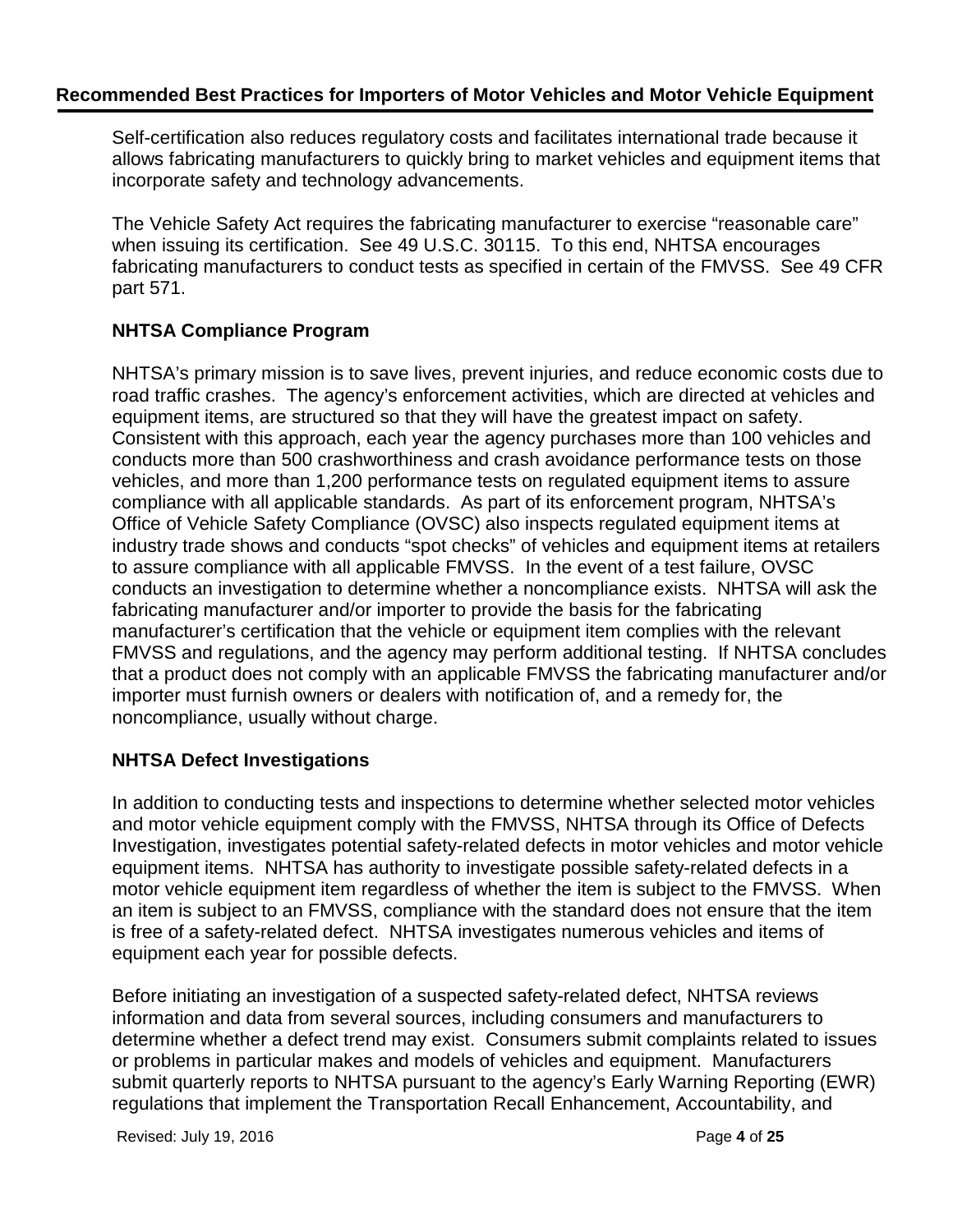Self-certification also reduces regulatory costs and facilitates international trade because it allows fabricating manufacturers to quickly bring to market vehicles and equipment items that incorporate safety and technology advancements.

The Vehicle Safety Act requires the fabricating manufacturer to exercise "reasonable care" when issuing its certification. See 49 U.S.C. 30115. To this end, NHTSA encourages fabricating manufacturers to conduct tests as specified in certain of the FMVSS. See 49 CFR part 571.

### NHTSA Compliance Program

NHTSA's primary mission is to save lives, prevent injuries, and reduce economic costs due to road traffic crashes. The agency's enforcement activities, which are directed at vehicles and equipment items, are structured so that they will have the greatest impact on safety. Consistent with this approach, each year the agency purchases more than 100 vehicles and conducts more than 500 crashworthiness and crash avoidance performance tests on those vehicles, and more than 1,200 performance tests on regulated equipment items to assure compliance with all applicable standards. As part of its enforcement program, NHTSA's Office of Vehicle Safety Compliance (OVSC) also inspects regulated equipment items at industry trade shows and conducts "spot checks" of vehicles and equipment items at retailers to assure compliance with all applicable FMVSS. In the event of a test failure, OVSC conducts an investigation to determine whether a noncompliance exists. NHTSA will ask the fabricating manufacturer and/or importer to provide the basis for the fabricating manufacturer's certification that the vehicle or equipment item complies with the relevant FMVSS and regulations, and the agency may perform additional testing. If NHTSA concludes that a product does not comply with an applicable FMVSS the fabricating manufacturer and/or importer must furnish owners or dealers with notification of, and a remedy for, the noncompliance, usually without charge.

### NHTSA Defect Investigations

In addition to conducting tests and inspections to determine whether selected motor vehicles and motor vehicle equipment comply with the FMVSS, NHTSA through its Office of Defects Investigation, investigates potential safety-related defects in motor vehicles and motor vehicle equipment items. NHTSA has authority to investigate possible safety-related defects in a motor vehicle equipment item regardless of whether the item is subject to the FMVSS. When an item is subject to an FMVSS, compliance with the standard does not ensure that the item is free of a safety-related defect. NHTSA investigates numerous vehicles and items of equipment each year for possible defects.

Before initiating an investigation of a suspected safety-related defect, NHTSA reviews information and data from several sources, including consumers and manufacturers to determine whether a defect trend may exist. Consumers submit complaints related to issues or problems in particular makes and models of vehicles and equipment. Manufacturers submit quarterly reports to NHTSA pursuant to the agency's Early Warning Reporting (EWR) regulations that implement the Transportation Recall Enhancement, Accountability, and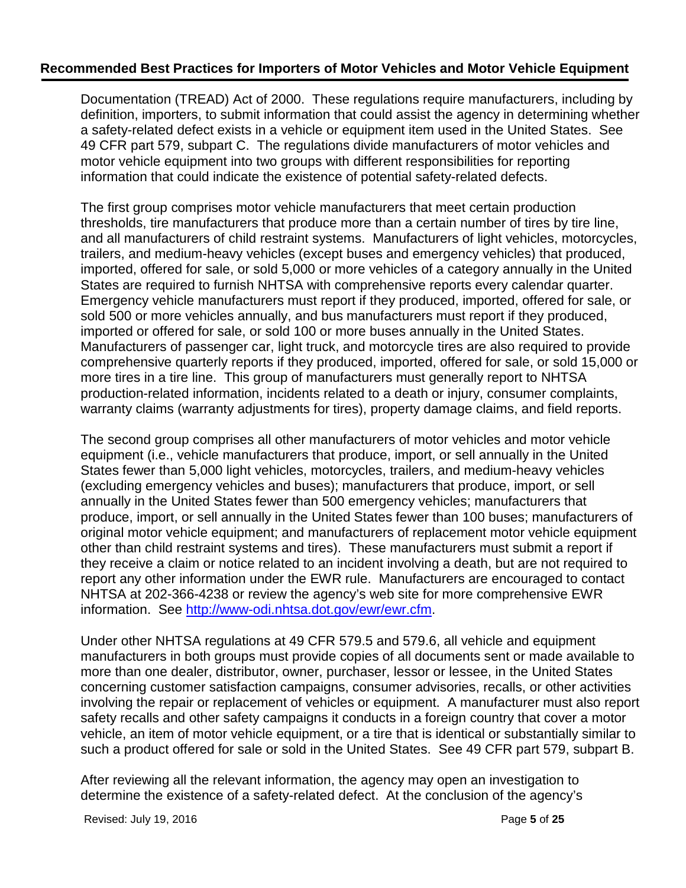Documentation (TREAD) Act of 2000. These regulations require manufacturers, including by definition, importers, to submit information that could assist the agency in determining whether a safety-related defect exists in a vehicle or equipment item used in the United States. See 49 CFR part 579, subpart C. The regulations divide manufacturers of motor vehicles and motor vehicle equipment into two groups with different responsibilities for reporting information that could indicate the existence of potential safety-related defects.

The first group comprises motor vehicle manufacturers that meet certain production thresholds, tire manufacturers that produce more than a certain number of tires by tire line, and all manufacturers of child restraint systems. Manufacturers of light vehicles, motorcycles, trailers, and medium-heavy vehicles (except buses and emergency vehicles) that produced, imported, offered for sale, or sold 5,000 or more vehicles of a category annually in the United States are required to furnish NHTSA with comprehensive reports every calendar quarter. Emergency vehicle manufacturers must report if they produced, imported, offered for sale, or sold 500 or more vehicles annually, and bus manufacturers must report if they produced, imported or offered for sale, or sold 100 or more buses annually in the United States. Manufacturers of passenger car, light truck, and motorcycle tires are also required to provide comprehensive quarterly reports if they produced, imported, offered for sale, or sold 15,000 or more tires in a tire line. This group of manufacturers must generally report to NHTSA production-related information, incidents related to a death or injury, consumer complaints, warranty claims (warranty adjustments for tires), property damage claims, and field reports.

The second group comprises all other manufacturers of motor vehicles and motor vehicle equipment (i.e., vehicle manufacturers that produce, import, or sell annually in the United States fewer than 5,000 light vehicles, motorcycles, trailers, and medium-heavy vehicles (excluding emergency vehicles and buses); manufacturers that produce, import, or sell annually in the United States fewer than 500 emergency vehicles; manufacturers that produce, import, or sell annually in the United States fewer than 100 buses; manufacturers of original motor vehicle equipment; and manufacturers of replacement motor vehicle equipment other than child restraint systems and tires). These manufacturers must submit a report if they receive a claim or notice related to an incident involving a death, but are not required to report any other information under the EWR rule. Manufacturers are encouraged to contact NHTSA at 202-366-4238 or review the agency's web site for more comprehensive EWR information. See [http://www-odi.nhtsa.dot.gov/ewr/ewr.cfm](http://www-odi.nhtsa.dot.gov/ewr/ewr.cfm).

Under other NHTSA regulations at 49 CFR 579.5 and 579.6, all vehicle and equipment manufacturers in both groups must provide copies of all documents sent or made available to more than one dealer, distributor, owner, purchaser, lessor or lessee, in the United States concerning customer satisfaction campaigns, consumer advisories, recalls, or other activities involving the repair or replacement of vehicles or equipment. A manufacturer must also report safety recalls and other safety campaigns it conducts in a foreign country that cover a motor vehicle, an item of motor vehicle equipment, or a tire that is identical or substantially similar to such a product offered for sale or sold in the United States. See 49 CFR part 579, subpart B.

After reviewing all the relevant information, the agency may open an investigation to determine the existence of a safety-related defect. At the conclusion of the agency's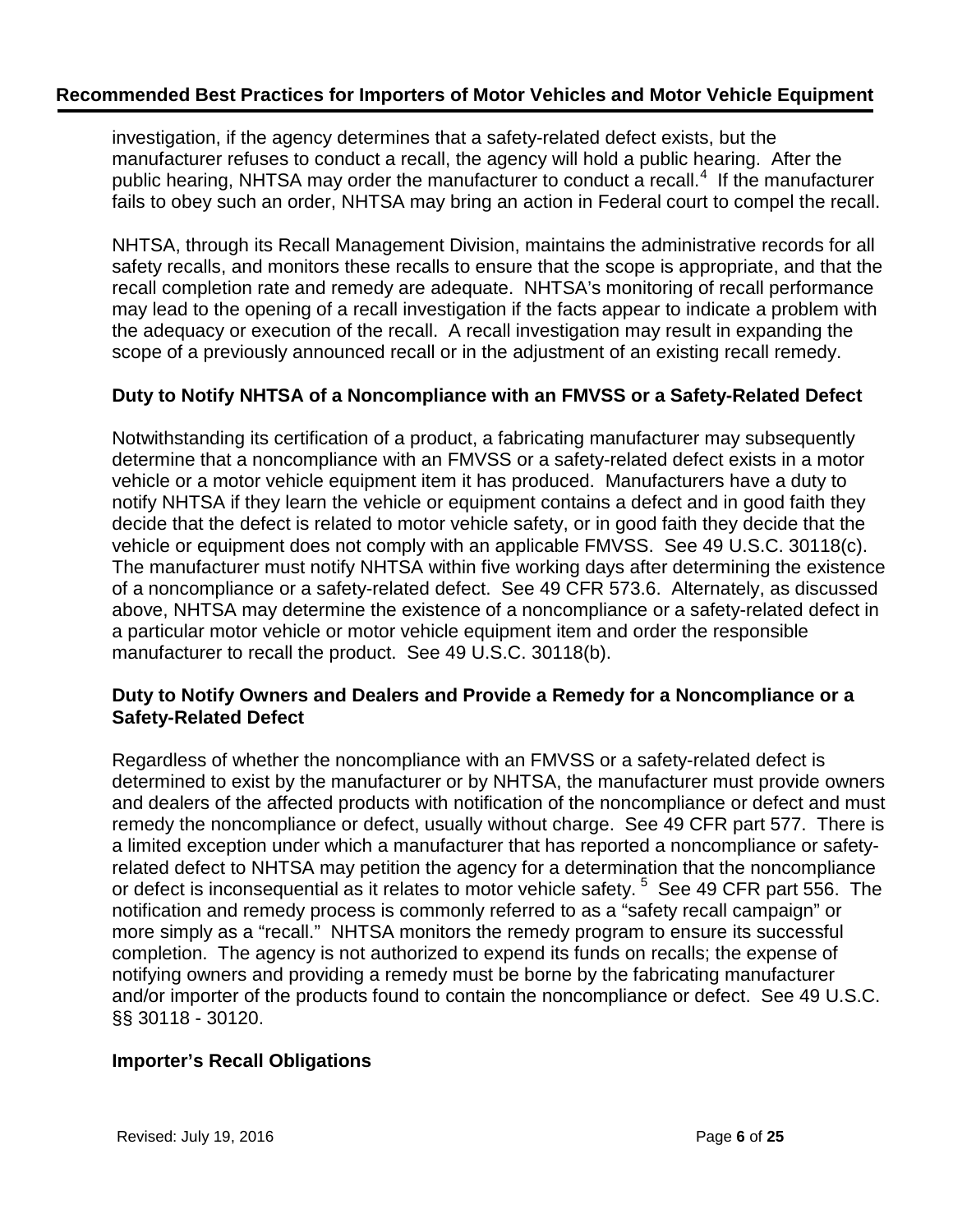investigation, if the agency determines that a safety-related defect exists, but the manufacturer refuses to conduct a recall, the agency will hold a public hearing. After the public hearing, NHTSA may order the manufacturer to conduct a recall.[4] If the manufacturer fails to obey such an order, NHTSA may bring an action in Federal court to compel the recall.

NHTSA, through its Recall Management Division, maintains the administrative records for all safety recalls, and monitors these recalls to ensure that the scope is appropriate, and that the recall completion rate and remedy are adequate. NHTSA's monitoring of recall performance may lead to the opening of a recall investigation if the facts appear to indicate a problem with the adequacy or execution of the recall. A recall investigation may result in expanding the scope of a previously announced recall or in the adjustment of an existing recall remedy.

### Duty to Notify NHTSA of a Noncompliance with an FMVSS or a Safety-Related Defect

Notwithstanding its certification of a product, a fabricating manufacturer may subsequently determine that a noncompliance with an FMVSS or a safety-related defect exists in a motor vehicle or a motor vehicle equipment item it has produced. Manufacturers have a duty to notify NHTSA if they learn the vehicle or equipment contains a defect and in good faith they decide that the defect is related to motor vehicle safety, or in good faith they decide that the vehicle or equipment does not comply with an applicable FMVSS. See 49 U.S.C. 30118(c). The manufacturer must notify NHTSA within five working days after determining the existence of a noncompliance or a safety-related defect. See 49 CFR 573.6. Alternately, as discussed above, NHTSA may determine the existence of a noncompliance or a safety-related defect in a particular motor vehicle or motor vehicle equipment item and order the responsible manufacturer to recall the product. See 49 U.S.C. 30118(b).

### Duty to Notify Owners and Dealers and Provide a Remedy for a Noncompliance or a Safety-Related Defect

Regardless of whether the noncompliance with an FMVSS or a safety-related defect is determined to exist by the manufacturer or by NHTSA, the manufacturer must provide owners and dealers of the affected products with notification of the noncompliance or defect and must remedy the noncompliance or defect, usually without charge. See 49 CFR part 577. There is a limited exception under which a manufacturer that has reported a noncompliance or safety-related defect to NHTSA may petition the agency for a determination that the noncompliance or defect is inconsequential as it relates to motor vehicle safety.[5] See 49 CFR part 556. The notification and remedy process is commonly referred to as a "safety recall campaign" or more simply as a "recall." NHTSA monitors the remedy program to ensure its successful completion. The agency is not authorized to expend its funds on recalls; the expense of notifying owners and providing a remedy must be borne by the fabricating manufacturer and/or importer of the products found to contain the noncompliance or defect. See 49 U.S.C. §§ 30118 - 30120.

### Importer's Recall Obligations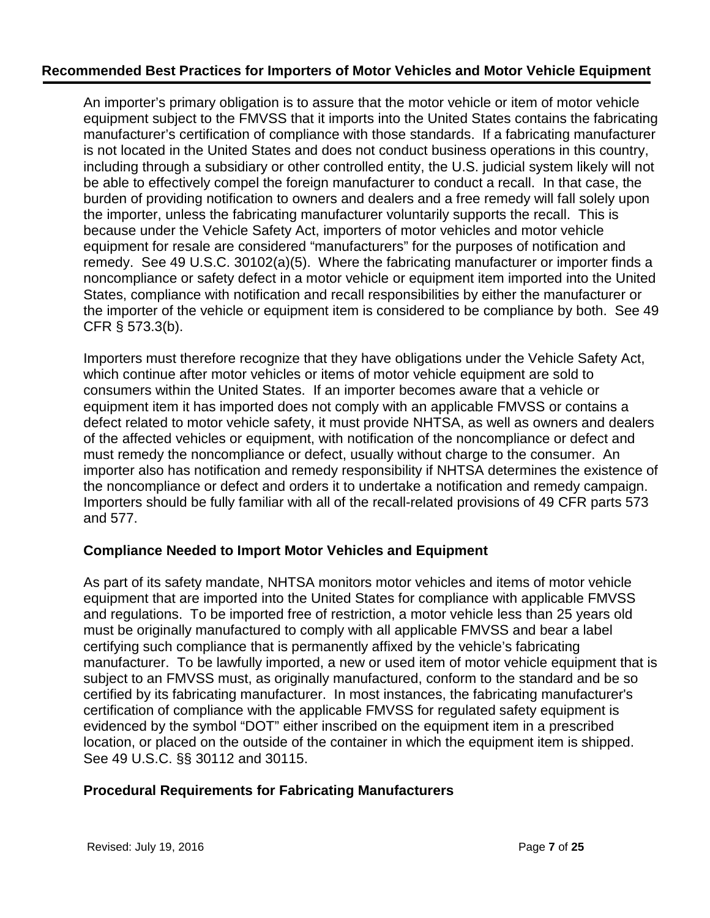## Recommended Best Practices for Importers of Motor Vehicles and Motor Vehicle Equipment

An importer's primary obligation is to assure that the motor vehicle or item of motor vehicle equipment subject to the FMVSS that it imports into the United States contains the fabricating manufacturer's certification of compliance with those standards. If a fabricating manufacturer is not located in the United States and does not conduct business operations in this country, including through a subsidiary or other controlled entity, the U.S. judicial system likely will not be able to effectively compel the foreign manufacturer to conduct a recall. In that case, the burden of providing notification to owners and dealers and a free remedy will fall solely upon the importer, unless the fabricating manufacturer voluntarily supports the recall. This is because under the Vehicle Safety Act, importers of motor vehicles and motor vehicle equipment for resale are considered "manufacturers" for the purposes of notification and remedy. See 49 U.S.C. 30102(a)(5). Where the fabricating manufacturer or importer finds a noncompliance or safety defect in a motor vehicle or equipment item imported into the United States, compliance with notification and recall responsibilities by either the manufacturer or the importer of the vehicle or equipment item is considered to be compliance by both. See 49 CFR § 573.3(b).

Importers must therefore recognize that they have obligations under the Vehicle Safety Act, which continue after motor vehicles or items of motor vehicle equipment are sold to consumers within the United States. If an importer becomes aware that a vehicle or equipment item it has imported does not comply with an applicable FMVSS or contains a defect related to motor vehicle safety, it must provide NHTSA, as well as owners and dealers of the affected vehicles or equipment, with notification of the noncompliance or defect and must remedy the noncompliance or defect, usually without charge to the consumer. An importer also has notification and remedy responsibility if NHTSA determines the existence of the noncompliance or defect and orders it to undertake a notification and remedy campaign. Importers should be fully familiar with all of the recall-related provisions of 49 CFR parts 573 and 577.

### Compliance Needed to Import Motor Vehicles and Equipment

As part of its safety mandate, NHTSA monitors motor vehicles and items of motor vehicle equipment that are imported into the United States for compliance with applicable FMVSS and regulations. To be imported free of restriction, a motor vehicle less than 25 years old must be originally manufactured to comply with all applicable FMVSS and bear a label certifying such compliance that is permanently affixed by the vehicle's fabricating manufacturer. To be lawfully imported, a new or used item of motor vehicle equipment that is subject to an FMVSS must, as originally manufactured, conform to the standard and be so certified by its fabricating manufacturer. In most instances, the fabricating manufacturer's certification of compliance with the applicable FMVSS for regulated safety equipment is evidenced by the symbol "DOT" either inscribed on the equipment item in a prescribed location, or placed on the outside of the container in which the equipment item is shipped. See 49 U.S.C. §§ 30112 and 30115.

### Procedural Requirements for Fabricating Manufacturers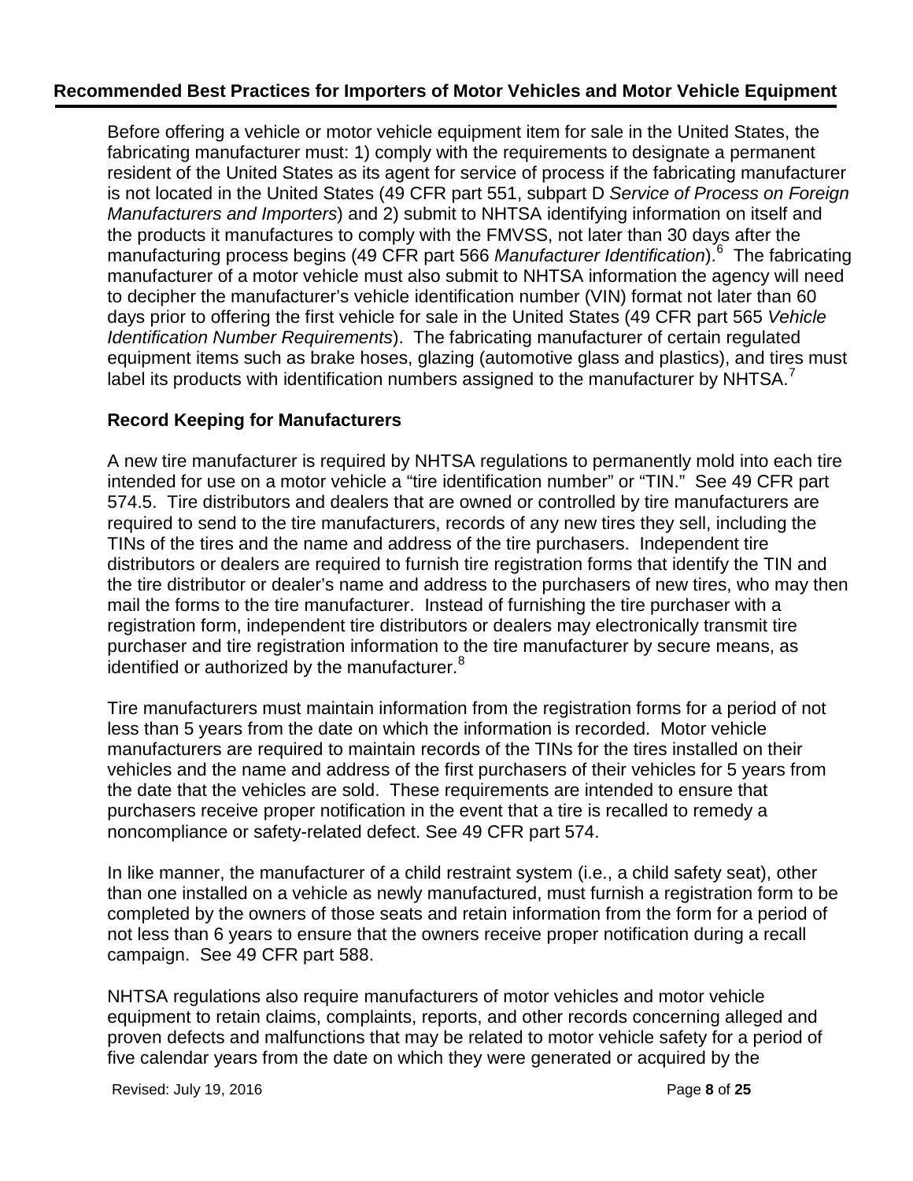Before offering a vehicle or motor vehicle equipment item for sale in the United States, the fabricating manufacturer must: 1) comply with the requirements to designate a permanent resident of the United States as its agent for service of process if the fabricating manufacturer is not located in the United States (49 CFR part 551, subpart D *Service of Process on Foreign Manufacturers and Importers*) and 2) submit to NHTSA identifying information on itself and the products it manufactures to comply with the FMVSS, not later than 30 days after the manufacturing process begins (49 CFR part 566 *Manufacturer Identification*).[6] The fabricating manufacturer of a motor vehicle must also submit to NHTSA information the agency will need to decipher the manufacturer's vehicle identification number (VIN) format not later than 60 days prior to offering the first vehicle for sale in the United States (49 CFR part 565 *Vehicle Identification Number Requirements*). The fabricating manufacturer of certain regulated equipment items such as brake hoses, glazing (automotive glass and plastics), and tires must label its products with identification numbers assigned to the manufacturer by NHTSA.[7]

### Record Keeping for Manufacturers

A new tire manufacturer is required by NHTSA regulations to permanently mold into each tire intended for use on a motor vehicle a "tire identification number" or "TIN." See 49 CFR part 574.5. Tire distributors and dealers that are owned or controlled by tire manufacturers are required to send to the tire manufacturers, records of any new tires they sell, including the TINs of the tires and the name and address of the tire purchasers. Independent tire distributors or dealers are required to furnish tire registration forms that identify the TIN and the tire distributor or dealer's name and address to the purchasers of new tires, who may then mail the forms to the tire manufacturer. Instead of furnishing the tire purchaser with a registration form, independent tire distributors or dealers may electronically transmit tire purchaser and tire registration information to the tire manufacturer by secure means, as identified or authorized by the manufacturer.[8]

Tire manufacturers must maintain information from the registration forms for a period of not less than 5 years from the date on which the information is recorded. Motor vehicle manufacturers are required to maintain records of the TINs for the tires installed on their vehicles and the name and address of the first purchasers of their vehicles for 5 years from the date that the vehicles are sold. These requirements are intended to ensure that purchasers receive proper notification in the event that a tire is recalled to remedy a noncompliance or safety-related defect. See 49 CFR part 574.

In like manner, the manufacturer of a child restraint system (i.e., a child safety seat), other than one installed on a vehicle as newly manufactured, must furnish a registration form to be completed by the owners of those seats and retain information from the form for a period of not less than 6 years to ensure that the owners receive proper notification during a recall campaign. See 49 CFR part 588.

NHTSA regulations also require manufacturers of motor vehicles and motor vehicle equipment to retain claims, complaints, reports, and other records concerning alleged and proven defects and malfunctions that may be related to motor vehicle safety for a period of five calendar years from the date on which they were generated or acquired by the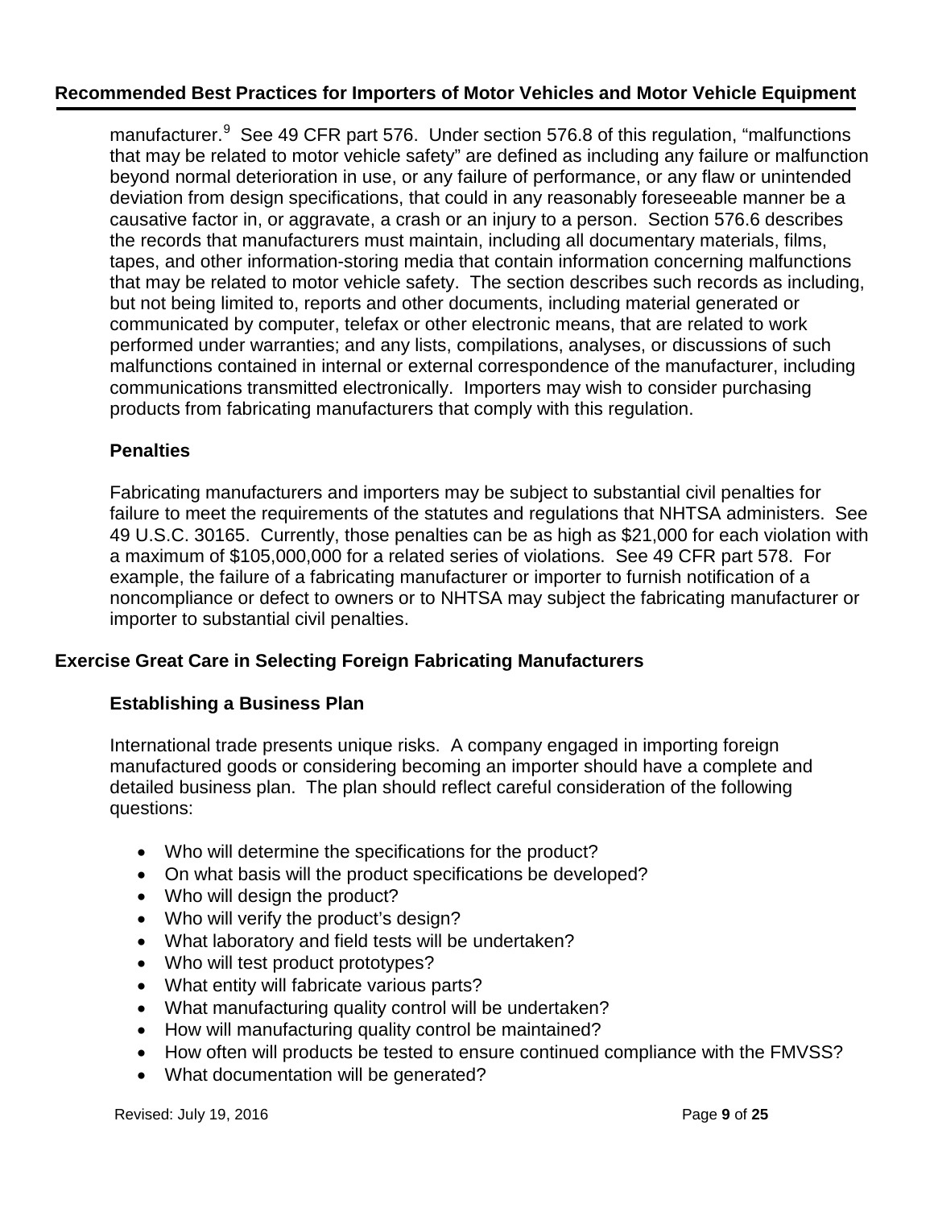manufacturer.[9] See 49 CFR part 576. Under section 576.8 of this regulation, "malfunctions that may be related to motor vehicle safety" are defined as including any failure or malfunction beyond normal deterioration in use, or any failure of performance, or any flaw or unintended deviation from design specifications, that could in any reasonably foreseeable manner be a causative factor in, or aggravate, a crash or an injury to a person. Section 576.6 describes the records that manufacturers must maintain, including all documentary materials, films, tapes, and other information-storing media that contain information concerning malfunctions that may be related to motor vehicle safety. The section describes such records as including, but not being limited to, reports and other documents, including material generated or communicated by computer, telefax or other electronic means, that are related to work performed under warranties; and any lists, compilations, analyses, or discussions of such malfunctions contained in internal or external correspondence of the manufacturer, including communications transmitted electronically. Importers may wish to consider purchasing products from fabricating manufacturers that comply with this regulation.

### Penalties

Fabricating manufacturers and importers may be subject to substantial civil penalties for failure to meet the requirements of the statutes and regulations that NHTSA administers. See 49 U.S.C. 30165. Currently, those penalties can be as high as $21,000 for each violation with a maximum of $105,000,000 for a related series of violations. See 49 CFR part 578. For example, the failure of a fabricating manufacturer or importer to furnish notification of a noncompliance or defect to owners or to NHTSA may subject the fabricating manufacturer or importer to substantial civil penalties.

## Exercise Great Care in Selecting Foreign Fabricating Manufacturers

### Establishing a Business Plan

International trade presents unique risks. A company engaged in importing foreign manufactured goods or considering becoming an importer should have a complete and detailed business plan. The plan should reflect careful consideration of the following questions:

- Who will determine the specifications for the product?
- On what basis will the product specifications be developed?
- Who will design the product?
- Who will verify the product's design?
- What laboratory and field tests will be undertaken?
- Who will test product prototypes?
- What entity will fabricate various parts?
- What manufacturing quality control will be undertaken?
- How will manufacturing quality control be maintained?
- How often will products be tested to ensure continued compliance with the FMVSS?
- What documentation will be generated?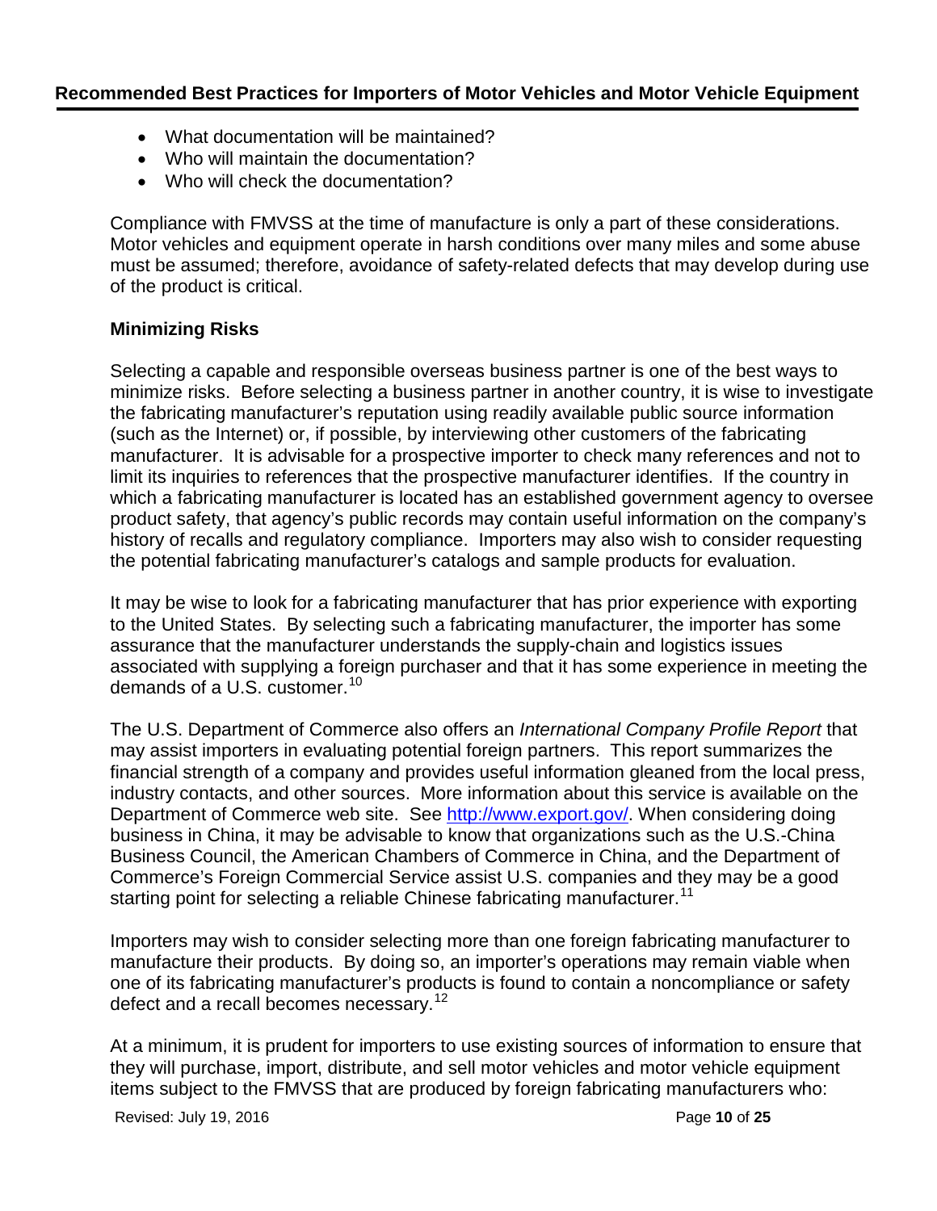- What documentation will be maintained?
- Who will maintain the documentation?
- Who will check the documentation?

Compliance with FMVSS at the time of manufacture is only a part of these considerations. Motor vehicles and equipment operate in harsh conditions over many miles and some abuse must be assumed; therefore, avoidance of safety-related defects that may develop during use of the product is critical.

### Minimizing Risks

Selecting a capable and responsible overseas business partner is one of the best ways to minimize risks. Before selecting a business partner in another country, it is wise to investigate the fabricating manufacturer's reputation using readily available public source information (such as the Internet) or, if possible, by interviewing other customers of the fabricating manufacturer. It is advisable for a prospective importer to check many references and not to limit its inquiries to references that the prospective manufacturer identifies. If the country in which a fabricating manufacturer is located has an established government agency to oversee product safety, that agency's public records may contain useful information on the company's history of recalls and regulatory compliance. Importers may also wish to consider requesting the potential fabricating manufacturer's catalogs and sample products for evaluation.

It may be wise to look for a fabricating manufacturer that has prior experience with exporting to the United States. By selecting such a fabricating manufacturer, the importer has some assurance that the manufacturer understands the supply-chain and logistics issues associated with supplying a foreign purchaser and that it has some experience in meeting the demands of a U.S. customer.[10]

The U.S. Department of Commerce also offers an *International Company Profile Report* that may assist importers in evaluating potential foreign partners. This report summarizes the financial strength of a company and provides useful information gleaned from the local press, industry contacts, and other sources. More information about this service is available on the Department of Commerce web site. See http://www.export.gov/. When considering doing business in China, it may be advisable to know that organizations such as the U.S.-China Business Council, the American Chambers of Commerce in China, and the Department of Commerce's Foreign Commercial Service assist U.S. companies and they may be a good starting point for selecting a reliable Chinese fabricating manufacturer.[11]

Importers may wish to consider selecting more than one foreign fabricating manufacturer to manufacture their products. By doing so, an importer's operations may remain viable when one of its fabricating manufacturer's products is found to contain a noncompliance or safety defect and a recall becomes necessary.[12]

At a minimum, it is prudent for importers to use existing sources of information to ensure that they will purchase, import, distribute, and sell motor vehicles and motor vehicle equipment items subject to the FMVSS that are produced by foreign fabricating manufacturers who: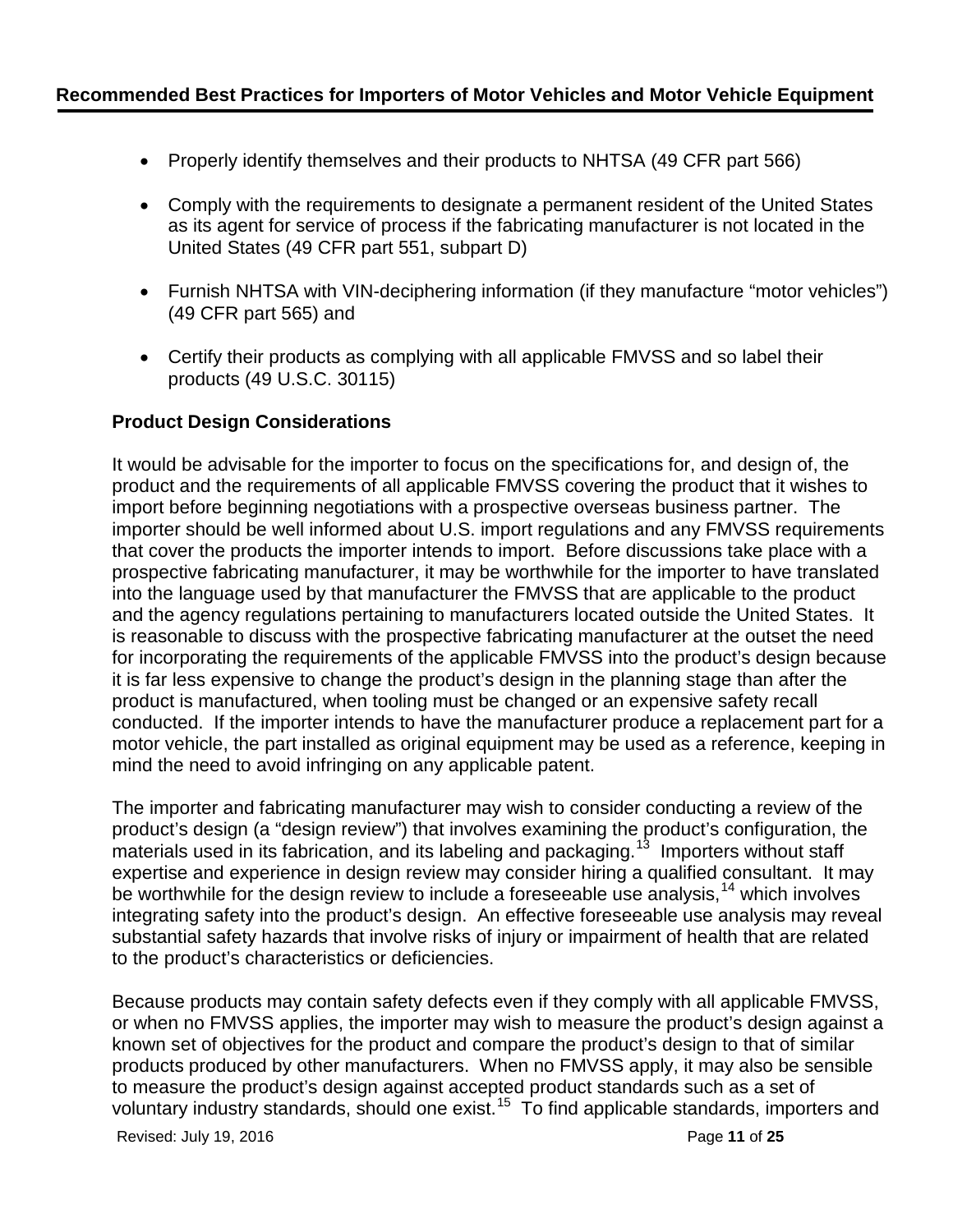- Properly identify themselves and their products to NHTSA (49 CFR part 566)

- Comply with the requirements to designate a permanent resident of the United States as its agent for service of process if the fabricating manufacturer is not located in the United States (49 CFR part 551, subpart D)

- Furnish NHTSA with VIN-deciphering information (if they manufacture "motor vehicles") (49 CFR part 565) and

- Certify their products as complying with all applicable FMVSS and so label their products (49 U.S.C. 30115)

### Product Design Considerations

It would be advisable for the importer to focus on the specifications for, and design of, the product and the requirements of all applicable FMVSS covering the product that it wishes to import before beginning negotiations with a prospective overseas business partner. The importer should be well informed about U.S. import regulations and any FMVSS requirements that cover the products the importer intends to import. Before discussions take place with a prospective fabricating manufacturer, it may be worthwhile for the importer to have translated into the language used by that manufacturer the FMVSS that are applicable to the product and the agency regulations pertaining to manufacturers located outside the United States. It is reasonable to discuss with the prospective fabricating manufacturer at the outset the need for incorporating the requirements of the applicable FMVSS into the product's design because it is far less expensive to change the product's design in the planning stage than after the product is manufactured, when tooling must be changed or an expensive safety recall conducted. If the importer intends to have the manufacturer produce a replacement part for a motor vehicle, the part installed as original equipment may be used as a reference, keeping in mind the need to avoid infringing on any applicable patent.

The importer and fabricating manufacturer may wish to consider conducting a review of the product's design (a "design review") that involves examining the product's configuration, the materials used in its fabrication, and its labeling and packaging.[13] Importers without staff expertise and experience in design review may consider hiring a qualified consultant. It may be worthwhile for the design review to include a foreseeable use analysis,[14] which involves integrating safety into the product's design. An effective foreseeable use analysis may reveal substantial safety hazards that involve risks of injury or impairment of health that are related to the product's characteristics or deficiencies.

Because products may contain safety defects even if they comply with all applicable FMVSS, or when no FMVSS applies, the importer may wish to measure the product's design against a known set of objectives for the product and compare the product's design to that of similar products produced by other manufacturers. When no FMVSS apply, it may also be sensible to measure the product's design against accepted product standards such as a set of voluntary industry standards, should one exist.[15] To find applicable standards, importers and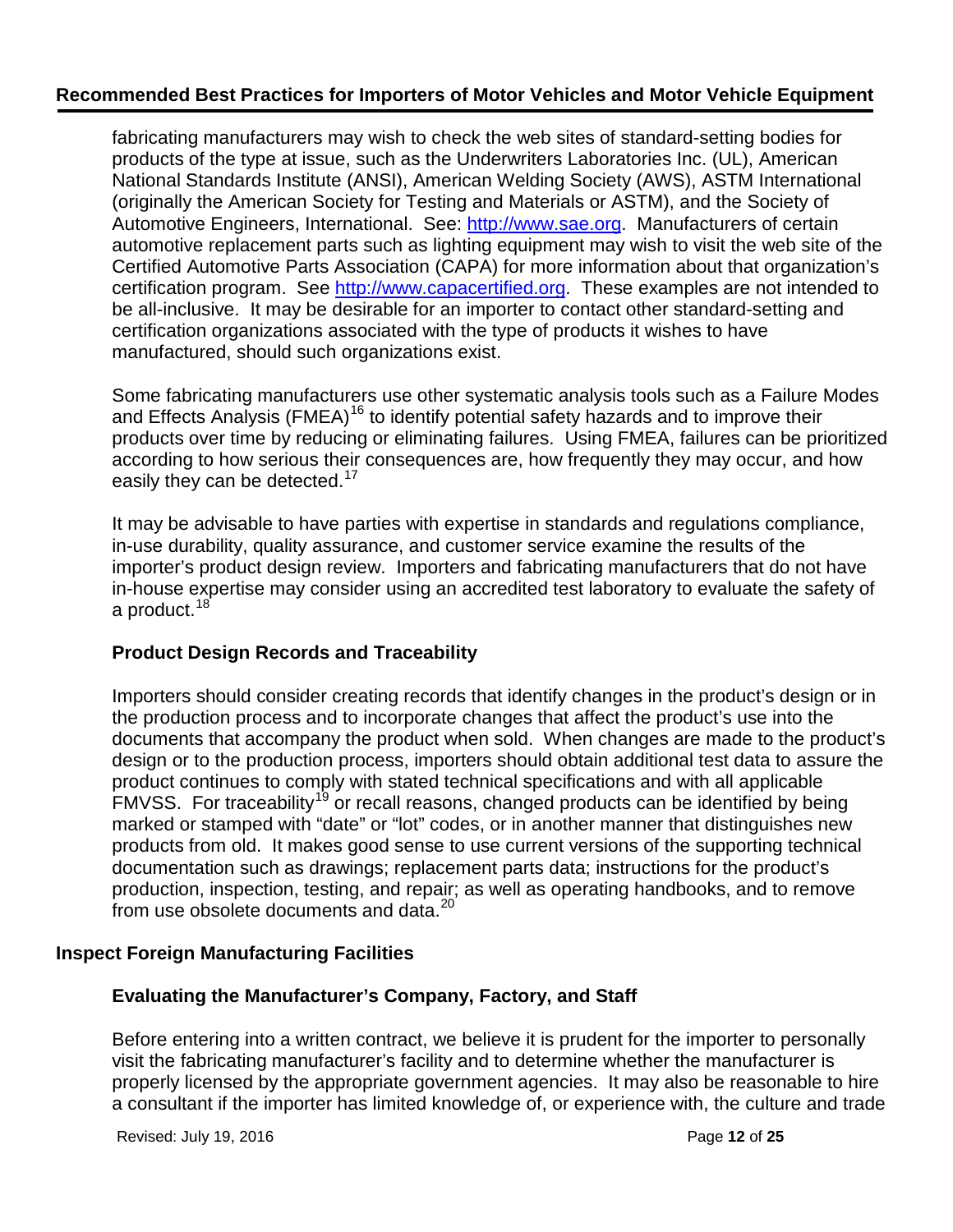fabricating manufacturers may wish to check the web sites of standard-setting bodies for products of the type at issue, such as the Underwriters Laboratories Inc. (UL), American National Standards Institute (ANSI), American Welding Society (AWS), ASTM International (originally the American Society for Testing and Materials or ASTM), and the Society of Automotive Engineers, International. See: http://www.sae.org. Manufacturers of certain automotive replacement parts such as lighting equipment may wish to visit the web site of the Certified Automotive Parts Association (CAPA) for more information about that organization's certification program. See http://www.capacertified.org. These examples are not intended to be all-inclusive. It may be desirable for an importer to contact other standard-setting and certification organizations associated with the type of products it wishes to have manufactured, should such organizations exist.

Some fabricating manufacturers use other systematic analysis tools such as a Failure Modes and Effects Analysis (FMEA)[16] to identify potential safety hazards and to improve their products over time by reducing or eliminating failures. Using FMEA, failures can be prioritized according to how serious their consequences are, how frequently they may occur, and how easily they can be detected.[17]

It may be advisable to have parties with expertise in standards and regulations compliance, in-use durability, quality assurance, and customer service examine the results of the importer's product design review. Importers and fabricating manufacturers that do not have in-house expertise may consider using an accredited test laboratory to evaluate the safety of a product.[18]

### Product Design Records and Traceability

Importers should consider creating records that identify changes in the product's design or in the production process and to incorporate changes that affect the product's use into the documents that accompany the product when sold. When changes are made to the product's design or to the production process, importers should obtain additional test data to assure the product continues to comply with stated technical specifications and with all applicable FMVSS. For traceability[19] or recall reasons, changed products can be identified by being marked or stamped with "date" or "lot" codes, or in another manner that distinguishes new products from old. It makes good sense to use current versions of the supporting technical documentation such as drawings; replacement parts data; instructions for the product's production, inspection, testing, and repair; as well as operating handbooks, and to remove from use obsolete documents and data.[20]

## Inspect Foreign Manufacturing Facilities

### Evaluating the Manufacturer's Company, Factory, and Staff

Before entering into a written contract, we believe it is prudent for the importer to personally visit the fabricating manufacturer's facility and to determine whether the manufacturer is properly licensed by the appropriate government agencies. It may also be reasonable to hire a consultant if the importer has limited knowledge of, or experience with, the culture and trade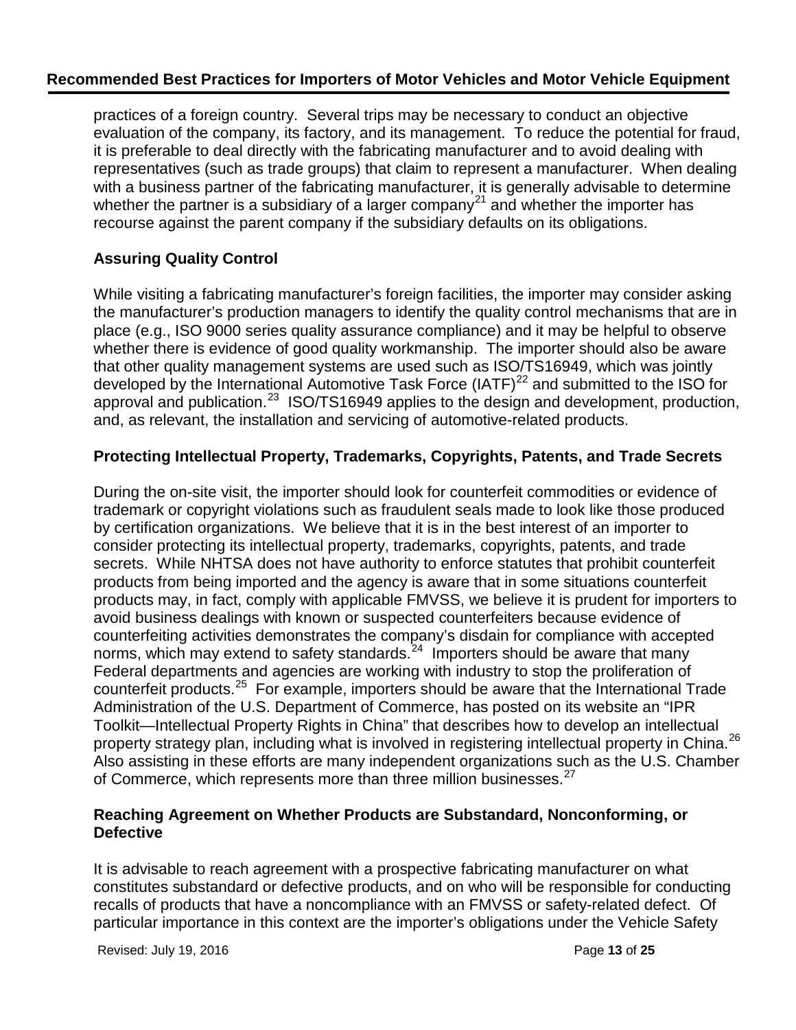practices of a foreign country. Several trips may be necessary to conduct an objective evaluation of the company, its factory, and its management. To reduce the potential for fraud, it is preferable to deal directly with the fabricating manufacturer and to avoid dealing with representatives (such as trade groups) that claim to represent a manufacturer. When dealing with a business partner of the fabricating manufacturer, it is generally advisable to determine whether the partner is a subsidiary of a larger company[21] and whether the importer has recourse against the parent company if the subsidiary defaults on its obligations.

### Assuring Quality Control

While visiting a fabricating manufacturer's foreign facilities, the importer may consider asking the manufacturer's production managers to identify the quality control mechanisms that are in place (e.g., ISO 9000 series quality assurance compliance) and it may be helpful to observe whether there is evidence of good quality workmanship. The importer should also be aware that other quality management systems are used such as ISO/TS16949, which was jointly developed by the International Automotive Task Force (IATF)[22] and submitted to the ISO for approval and publication.[23] ISO/TS16949 applies to the design and development, production, and, as relevant, the installation and servicing of automotive-related products.

### Protecting Intellectual Property, Trademarks, Copyrights, Patents, and Trade Secrets

During the on-site visit, the importer should look for counterfeit commodities or evidence of trademark or copyright violations such as fraudulent seals made to look like those produced by certification organizations. We believe that it is in the best interest of an importer to consider protecting its intellectual property, trademarks, copyrights, patents, and trade secrets. While NHTSA does not have authority to enforce statutes that prohibit counterfeit products from being imported and the agency is aware that in some situations counterfeit products may, in fact, comply with applicable FMVSS, we believe it is prudent for importers to avoid business dealings with known or suspected counterfeiters because evidence of counterfeiting activities demonstrates the company's disdain for compliance with accepted norms, which may extend to safety standards.[24] Importers should be aware that many Federal departments and agencies are working with industry to stop the proliferation of counterfeit products.[25] For example, importers should be aware that the International Trade Administration of the U.S. Department of Commerce, has posted on its website an "IPR Toolkit—Intellectual Property Rights in China" that describes how to develop an intellectual property strategy plan, including what is involved in registering intellectual property in China.[26] Also assisting in these efforts are many independent organizations such as the U.S. Chamber of Commerce, which represents more than three million businesses.[27]

### Reaching Agreement on Whether Products are Substandard, Nonconforming, or Defective

It is advisable to reach agreement with a prospective fabricating manufacturer on what constitutes substandard or defective products, and on who will be responsible for conducting recalls of products that have a noncompliance with an FMVSS or safety-related defect. Of particular importance in this context are the importer's obligations under the Vehicle Safety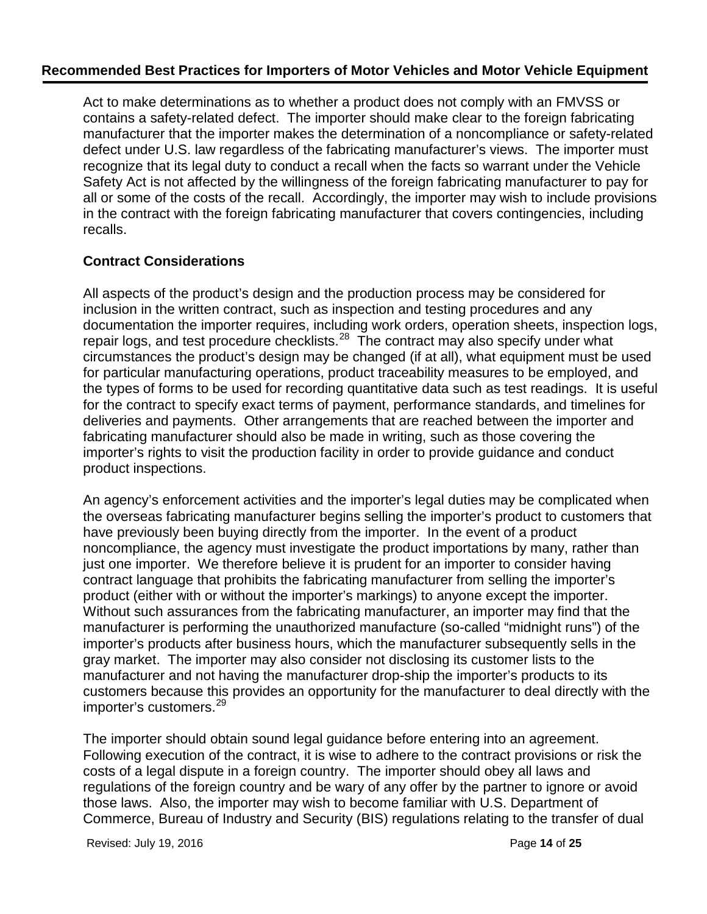Act to make determinations as to whether a product does not comply with an FMVSS or contains a safety-related defect. The importer should make clear to the foreign fabricating manufacturer that the importer makes the determination of a noncompliance or safety-related defect under U.S. law regardless of the fabricating manufacturer's views. The importer must recognize that its legal duty to conduct a recall when the facts so warrant under the Vehicle Safety Act is not affected by the willingness of the foreign fabricating manufacturer to pay for all or some of the costs of the recall. Accordingly, the importer may wish to include provisions in the contract with the foreign fabricating manufacturer that covers contingencies, including recalls.

### Contract Considerations

All aspects of the product's design and the production process may be considered for inclusion in the written contract, such as inspection and testing procedures and any documentation the importer requires, including work orders, operation sheets, inspection logs, repair logs, and test procedure checklists.[28] The contract may also specify under what circumstances the product's design may be changed (if at all), what equipment must be used for particular manufacturing operations, product traceability measures to be employed, and the types of forms to be used for recording quantitative data such as test readings. It is useful for the contract to specify exact terms of payment, performance standards, and timelines for deliveries and payments. Other arrangements that are reached between the importer and fabricating manufacturer should also be made in writing, such as those covering the importer's rights to visit the production facility in order to provide guidance and conduct product inspections.

An agency's enforcement activities and the importer's legal duties may be complicated when the overseas fabricating manufacturer begins selling the importer's product to customers that have previously been buying directly from the importer. In the event of a product noncompliance, the agency must investigate the product importations by many, rather than just one importer. We therefore believe it is prudent for an importer to consider having contract language that prohibits the fabricating manufacturer from selling the importer's product (either with or without the importer's markings) to anyone except the importer. Without such assurances from the fabricating manufacturer, an importer may find that the manufacturer is performing the unauthorized manufacture (so-called "midnight runs") of the importer's products after business hours, which the manufacturer subsequently sells in the gray market. The importer may also consider not disclosing its customer lists to the manufacturer and not having the manufacturer drop-ship the importer's products to its customers because this provides an opportunity for the manufacturer to deal directly with the importer's customers.[29]

The importer should obtain sound legal guidance before entering into an agreement. Following execution of the contract, it is wise to adhere to the contract provisions or risk the costs of a legal dispute in a foreign country. The importer should obey all laws and regulations of the foreign country and be wary of any offer by the partner to ignore or avoid those laws. Also, the importer may wish to become familiar with U.S. Department of Commerce, Bureau of Industry and Security (BIS) regulations relating to the transfer of dual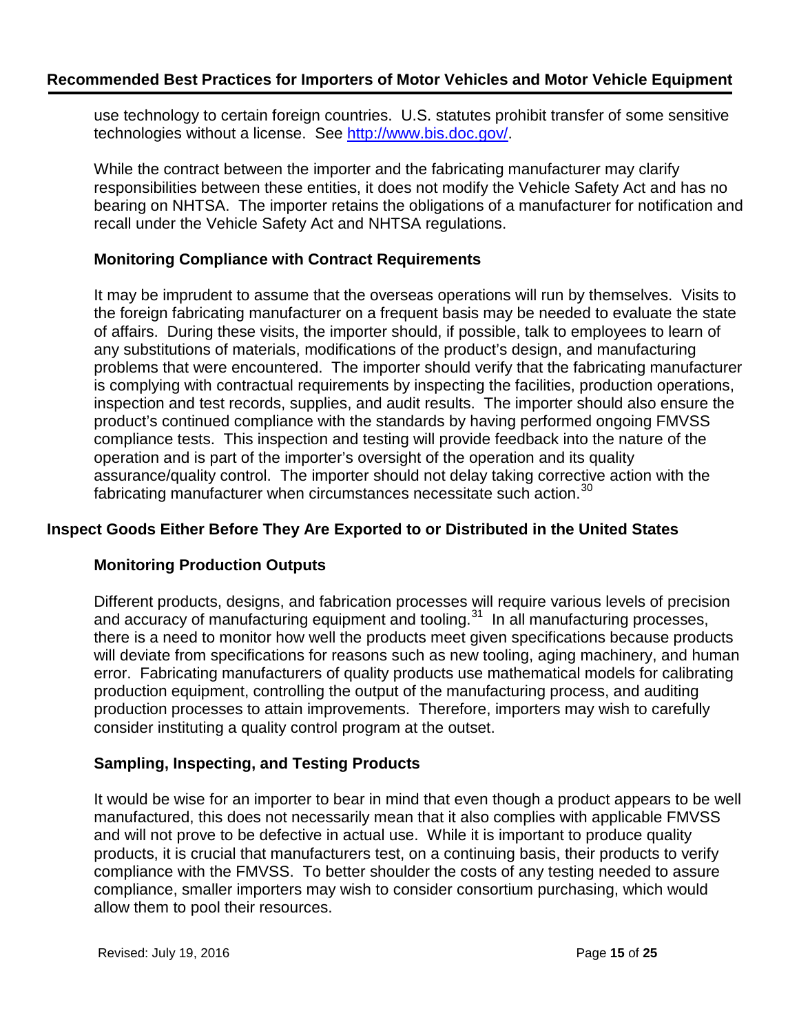use technology to certain foreign countries. U.S. statutes prohibit transfer of some sensitive technologies without a license. See http://www.bis.doc.gov/.

While the contract between the importer and the fabricating manufacturer may clarify responsibilities between these entities, it does not modify the Vehicle Safety Act and has no bearing on NHTSA. The importer retains the obligations of a manufacturer for notification and recall under the Vehicle Safety Act and NHTSA regulations.

### Monitoring Compliance with Contract Requirements

It may be imprudent to assume that the overseas operations will run by themselves. Visits to the foreign fabricating manufacturer on a frequent basis may be needed to evaluate the state of affairs. During these visits, the importer should, if possible, talk to employees to learn of any substitutions of materials, modifications of the product's design, and manufacturing problems that were encountered. The importer should verify that the fabricating manufacturer is complying with contractual requirements by inspecting the facilities, production operations, inspection and test records, supplies, and audit results. The importer should also ensure the product's continued compliance with the standards by having performed ongoing FMVSS compliance tests. This inspection and testing will provide feedback into the nature of the operation and is part of the importer's oversight of the operation and its quality assurance/quality control. The importer should not delay taking corrective action with the fabricating manufacturer when circumstances necessitate such action.[30]

## Inspect Goods Either Before They Are Exported to or Distributed in the United States

### Monitoring Production Outputs

Different products, designs, and fabrication processes will require various levels of precision and accuracy of manufacturing equipment and tooling.[31] In all manufacturing processes, there is a need to monitor how well the products meet given specifications because products will deviate from specifications for reasons such as new tooling, aging machinery, and human error. Fabricating manufacturers of quality products use mathematical models for calibrating production equipment, controlling the output of the manufacturing process, and auditing production processes to attain improvements. Therefore, importers may wish to carefully consider instituting a quality control program at the outset.

### Sampling, Inspecting, and Testing Products

It would be wise for an importer to bear in mind that even though a product appears to be well manufactured, this does not necessarily mean that it also complies with applicable FMVSS and will not prove to be defective in actual use. While it is important to produce quality products, it is crucial that manufacturers test, on a continuing basis, their products to verify compliance with the FMVSS. To better shoulder the costs of any testing needed to assure compliance, smaller importers may wish to consider consortium purchasing, which would allow them to pool their resources.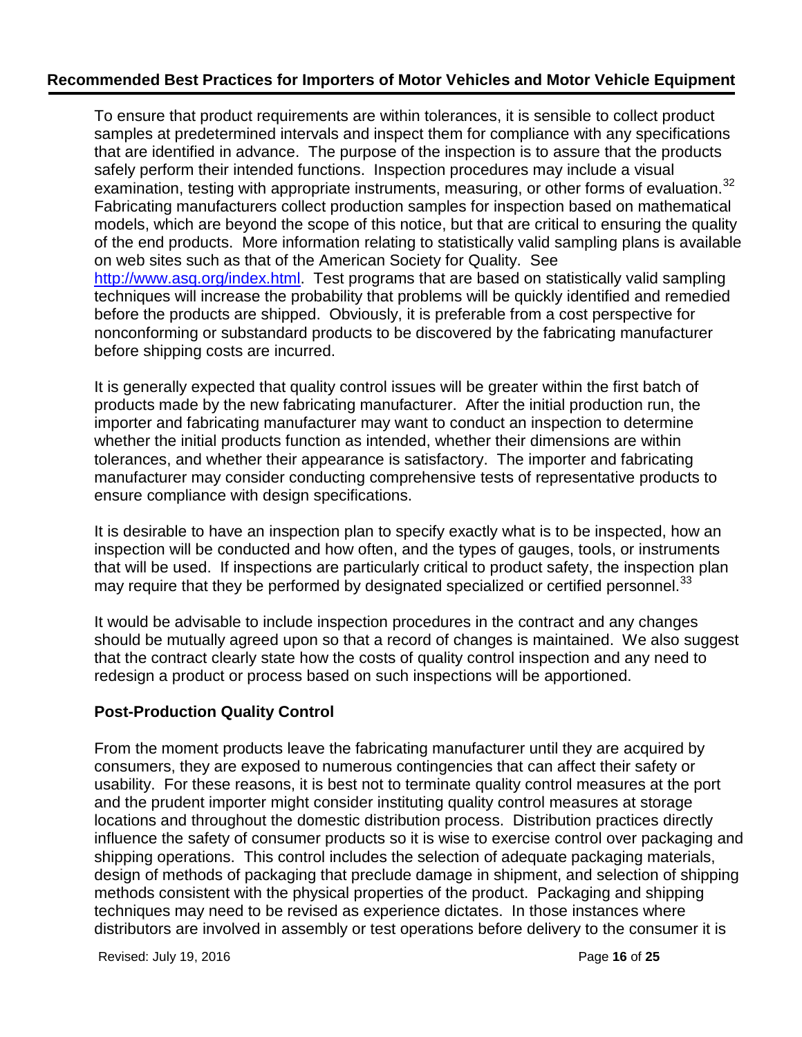To ensure that product requirements are within tolerances, it is sensible to collect product samples at predetermined intervals and inspect them for compliance with any specifications that are identified in advance. The purpose of the inspection is to assure that the products safely perform their intended functions. Inspection procedures may include a visual examination, testing with appropriate instruments, measuring, or other forms of evaluation.[32] Fabricating manufacturers collect production samples for inspection based on mathematical models, which are beyond the scope of this notice, but that are critical to ensuring the quality of the end products. More information relating to statistically valid sampling plans is available on web sites such as that of the American Society for Quality. See http://www.asq.org/index.html. Test programs that are based on statistically valid sampling techniques will increase the probability that problems will be quickly identified and remedied before the products are shipped. Obviously, it is preferable from a cost perspective for nonconforming or substandard products to be discovered by the fabricating manufacturer before shipping costs are incurred.

It is generally expected that quality control issues will be greater within the first batch of products made by the new fabricating manufacturer. After the initial production run, the importer and fabricating manufacturer may want to conduct an inspection to determine whether the initial products function as intended, whether their dimensions are within tolerances, and whether their appearance is satisfactory. The importer and fabricating manufacturer may consider conducting comprehensive tests of representative products to ensure compliance with design specifications.

It is desirable to have an inspection plan to specify exactly what is to be inspected, how an inspection will be conducted and how often, and the types of gauges, tools, or instruments that will be used. If inspections are particularly critical to product safety, the inspection plan may require that they be performed by designated specialized or certified personnel.[33]

It would be advisable to include inspection procedures in the contract and any changes should be mutually agreed upon so that a record of changes is maintained. We also suggest that the contract clearly state how the costs of quality control inspection and any need to redesign a product or process based on such inspections will be apportioned.

### Post-Production Quality Control

From the moment products leave the fabricating manufacturer until they are acquired by consumers, they are exposed to numerous contingencies that can affect their safety or usability. For these reasons, it is best not to terminate quality control measures at the port and the prudent importer might consider instituting quality control measures at storage locations and throughout the domestic distribution process. Distribution practices directly influence the safety of consumer products so it is wise to exercise control over packaging and shipping operations. This control includes the selection of adequate packaging materials, design of methods of packaging that preclude damage in shipment, and selection of shipping methods consistent with the physical properties of the product. Packaging and shipping techniques may need to be revised as experience dictates. In those instances where distributors are involved in assembly or test operations before delivery to the consumer it is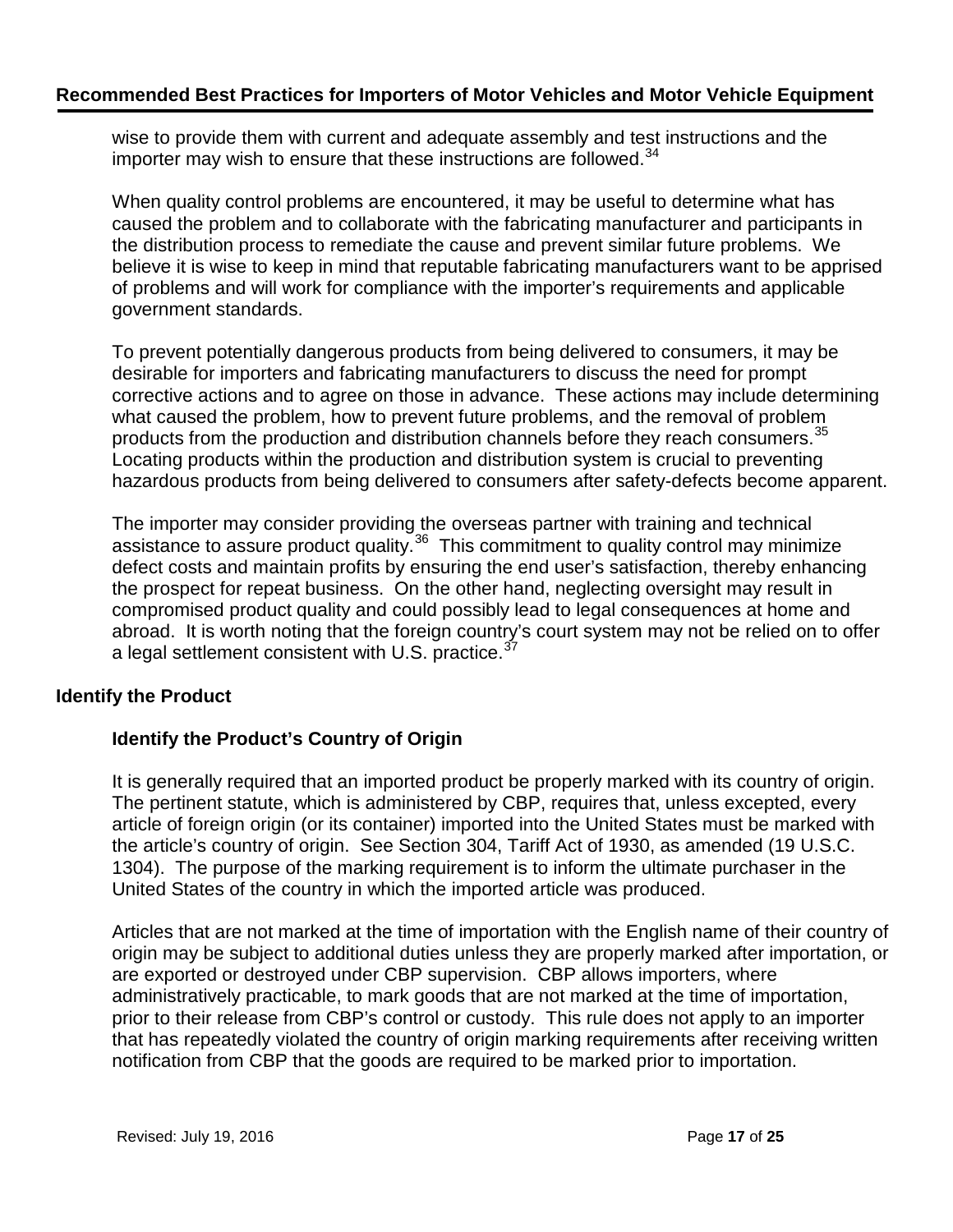wise to provide them with current and adequate assembly and test instructions and the importer may wish to ensure that these instructions are followed.[34]

When quality control problems are encountered, it may be useful to determine what has caused the problem and to collaborate with the fabricating manufacturer and participants in the distribution process to remediate the cause and prevent similar future problems. We believe it is wise to keep in mind that reputable fabricating manufacturers want to be apprised of problems and will work for compliance with the importer's requirements and applicable government standards.

To prevent potentially dangerous products from being delivered to consumers, it may be desirable for importers and fabricating manufacturers to discuss the need for prompt corrective actions and to agree on those in advance. These actions may include determining what caused the problem, how to prevent future problems, and the removal of problem products from the production and distribution channels before they reach consumers.[35] Locating products within the production and distribution system is crucial to preventing hazardous products from being delivered to consumers after safety-defects become apparent.

The importer may consider providing the overseas partner with training and technical assistance to assure product quality.[36] This commitment to quality control may minimize defect costs and maintain profits by ensuring the end user's satisfaction, thereby enhancing the prospect for repeat business. On the other hand, neglecting oversight may result in compromised product quality and could possibly lead to legal consequences at home and abroad. It is worth noting that the foreign country's court system may not be relied on to offer a legal settlement consistent with U.S. practice.[37]

## Identify the Product

### Identify the Product's Country of Origin

It is generally required that an imported product be properly marked with its country of origin. The pertinent statute, which is administered by CBP, requires that, unless excepted, every article of foreign origin (or its container) imported into the United States must be marked with the article's country of origin. See Section 304, Tariff Act of 1930, as amended (19 U.S.C. 1304). The purpose of the marking requirement is to inform the ultimate purchaser in the United States of the country in which the imported article was produced.

Articles that are not marked at the time of importation with the English name of their country of origin may be subject to additional duties unless they are properly marked after importation, or are exported or destroyed under CBP supervision. CBP allows importers, where administratively practicable, to mark goods that are not marked at the time of importation, prior to their release from CBP's control or custody. This rule does not apply to an importer that has repeatedly violated the country of origin marking requirements after receiving written notification from CBP that the goods are required to be marked prior to importation.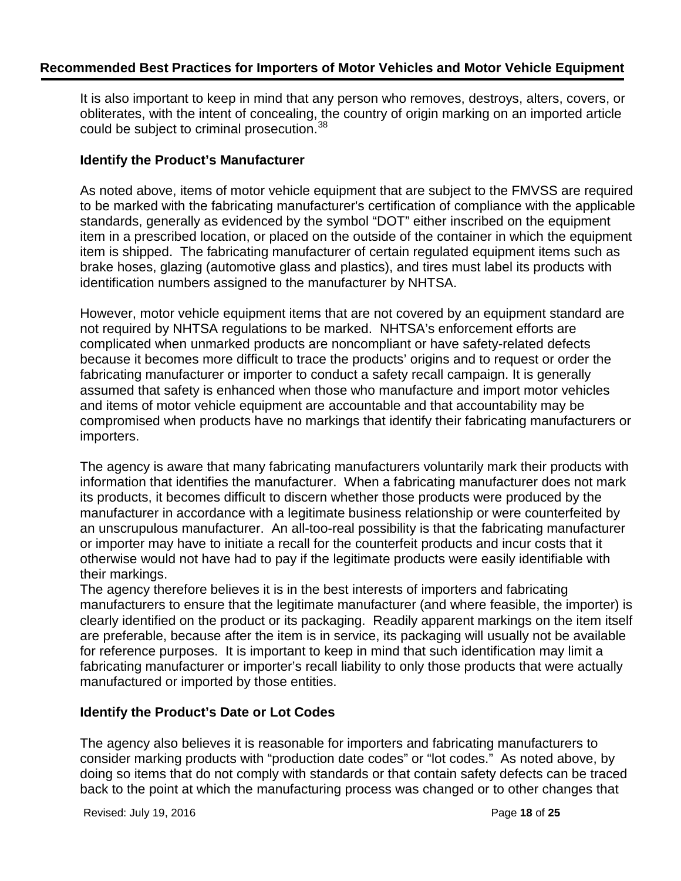It is also important to keep in mind that any person who removes, destroys, alters, covers, or obliterates, with the intent of concealing, the country of origin marking on an imported article could be subject to criminal prosecution.[38]

### Identify the Product's Manufacturer

As noted above, items of motor vehicle equipment that are subject to the FMVSS are required to be marked with the fabricating manufacturer's certification of compliance with the applicable standards, generally as evidenced by the symbol "DOT" either inscribed on the equipment item in a prescribed location, or placed on the outside of the container in which the equipment item is shipped. The fabricating manufacturer of certain regulated equipment items such as brake hoses, glazing (automotive glass and plastics), and tires must label its products with identification numbers assigned to the manufacturer by NHTSA.

However, motor vehicle equipment items that are not covered by an equipment standard are not required by NHTSA regulations to be marked. NHTSA's enforcement efforts are complicated when unmarked products are noncompliant or have safety-related defects because it becomes more difficult to trace the products' origins and to request or order the fabricating manufacturer or importer to conduct a safety recall campaign. It is generally assumed that safety is enhanced when those who manufacture and import motor vehicles and items of motor vehicle equipment are accountable and that accountability may be compromised when products have no markings that identify their fabricating manufacturers or importers.

The agency is aware that many fabricating manufacturers voluntarily mark their products with information that identifies the manufacturer. When a fabricating manufacturer does not mark its products, it becomes difficult to discern whether those products were produced by the manufacturer in accordance with a legitimate business relationship or were counterfeited by an unscrupulous manufacturer. An all-too-real possibility is that the fabricating manufacturer or importer may have to initiate a recall for the counterfeit products and incur costs that it otherwise would not have had to pay if the legitimate products were easily identifiable with their markings.

The agency therefore believes it is in the best interests of importers and fabricating manufacturers to ensure that the legitimate manufacturer (and where feasible, the importer) is clearly identified on the product or its packaging. Readily apparent markings on the item itself are preferable, because after the item is in service, its packaging will usually not be available for reference purposes. It is important to keep in mind that such identification may limit a fabricating manufacturer or importer's recall liability to only those products that were actually manufactured or imported by those entities.

### Identify the Product's Date or Lot Codes

The agency also believes it is reasonable for importers and fabricating manufacturers to consider marking products with "production date codes" or "lot codes." As noted above, by doing so items that do not comply with standards or that contain safety defects can be traced back to the point at which the manufacturing process was changed or to other changes that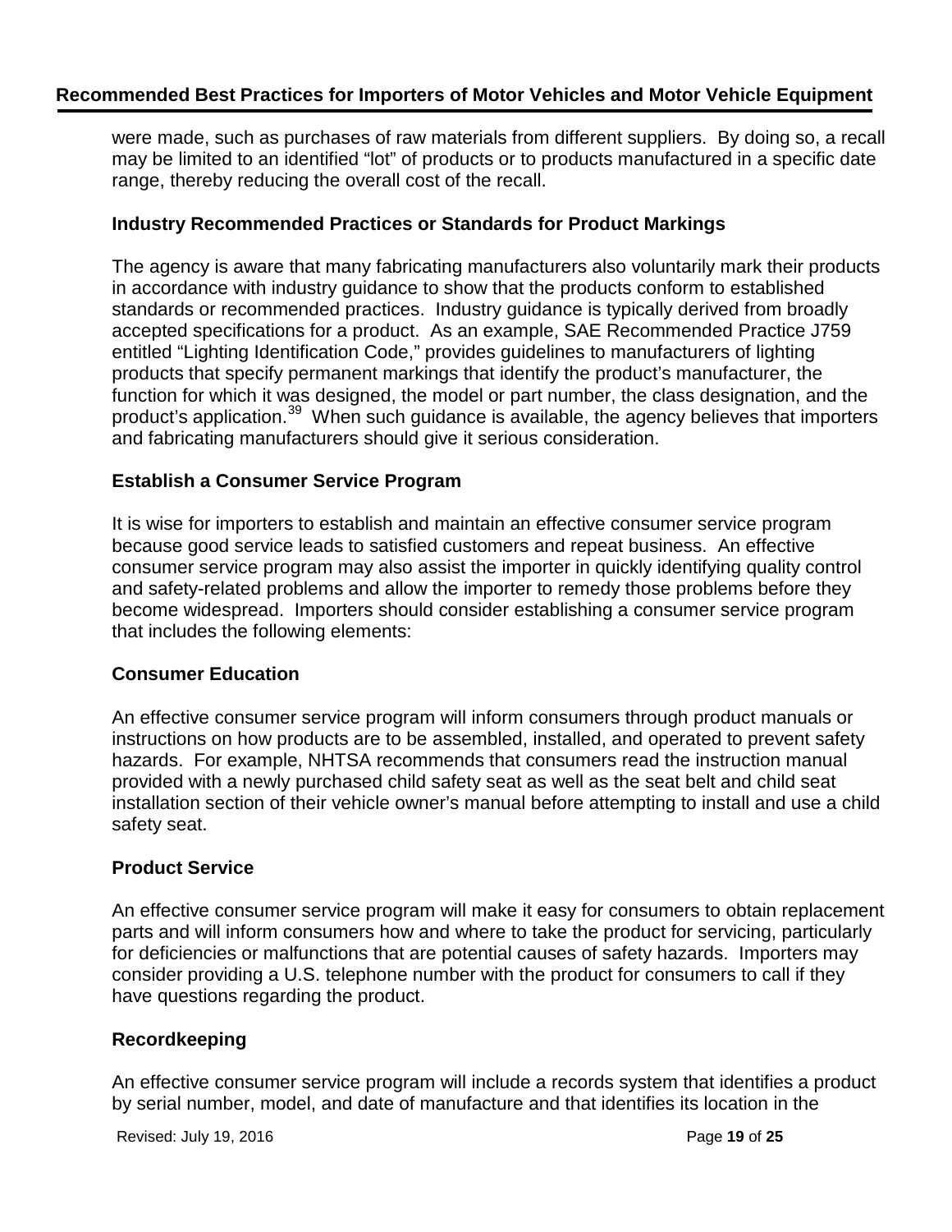were made, such as purchases of raw materials from different suppliers. By doing so, a recall may be limited to an identified "lot" of products or to products manufactured in a specific date range, thereby reducing the overall cost of the recall.

### Industry Recommended Practices or Standards for Product Markings

The agency is aware that many fabricating manufacturers also voluntarily mark their products in accordance with industry guidance to show that the products conform to established standards or recommended practices. Industry guidance is typically derived from broadly accepted specifications for a product. As an example, SAE Recommended Practice J759 entitled "Lighting Identification Code," provides guidelines to manufacturers of lighting products that specify permanent markings that identify the product's manufacturer, the function for which it was designed, the model or part number, the class designation, and the product's application.[39] When such guidance is available, the agency believes that importers and fabricating manufacturers should give it serious consideration.

### Establish a Consumer Service Program

It is wise for importers to establish and maintain an effective consumer service program because good service leads to satisfied customers and repeat business. An effective consumer service program may also assist the importer in quickly identifying quality control and safety-related problems and allow the importer to remedy those problems before they become widespread. Importers should consider establishing a consumer service program that includes the following elements:

### Consumer Education

An effective consumer service program will inform consumers through product manuals or instructions on how products are to be assembled, installed, and operated to prevent safety hazards. For example, NHTSA recommends that consumers read the instruction manual provided with a newly purchased child safety seat as well as the seat belt and child seat installation section of their vehicle owner's manual before attempting to install and use a child safety seat.

### Product Service

An effective consumer service program will make it easy for consumers to obtain replacement parts and will inform consumers how and where to take the product for servicing, particularly for deficiencies or malfunctions that are potential causes of safety hazards. Importers may consider providing a U.S. telephone number with the product for consumers to call if they have questions regarding the product.

### Recordkeeping

An effective consumer service program will include a records system that identifies a product by serial number, model, and date of manufacture and that identifies its location in the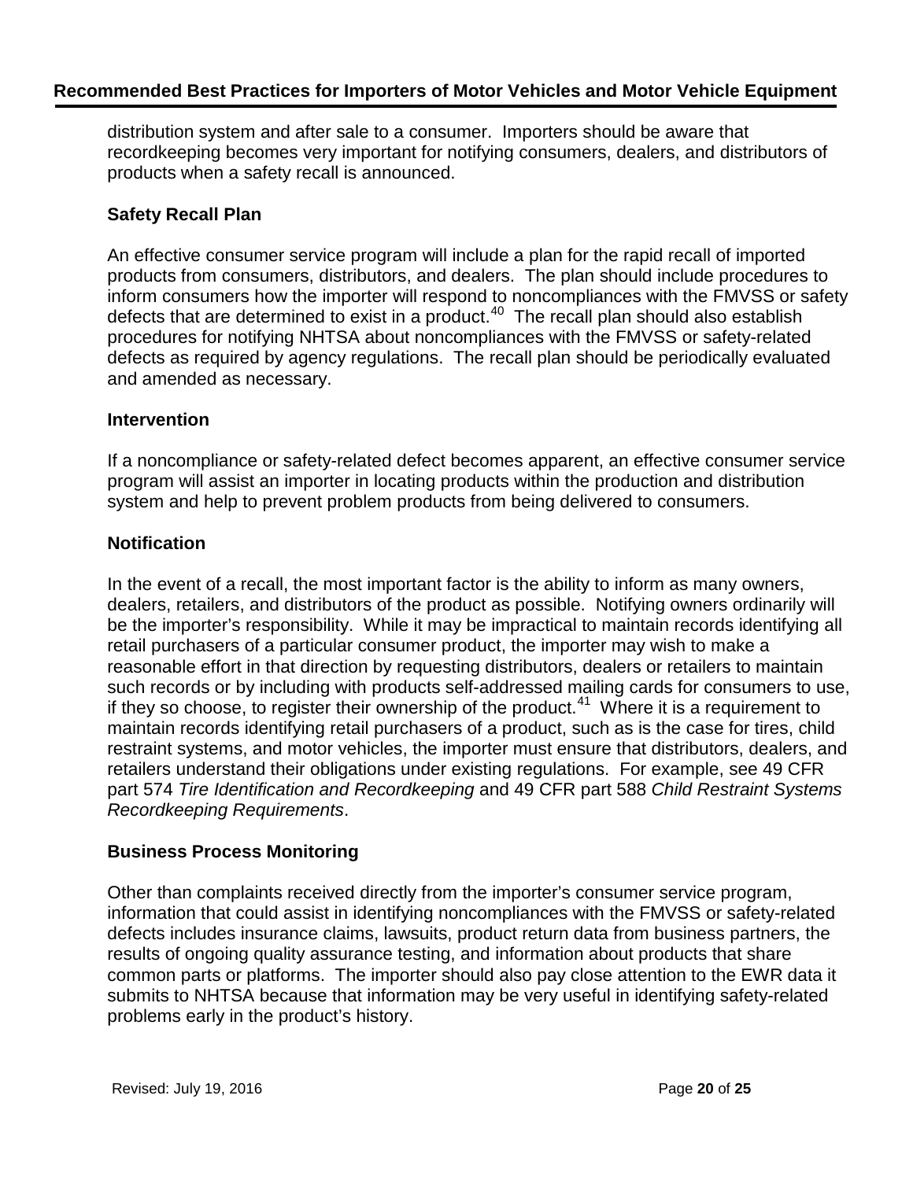distribution system and after sale to a consumer. Importers should be aware that recordkeeping becomes very important for notifying consumers, dealers, and distributors of products when a safety recall is announced.

### Safety Recall Plan

An effective consumer service program will include a plan for the rapid recall of imported products from consumers, distributors, and dealers. The plan should include procedures to inform consumers how the importer will respond to noncompliances with the FMVSS or safety defects that are determined to exist in a product.[40] The recall plan should also establish procedures for notifying NHTSA about noncompliances with the FMVSS or safety-related defects as required by agency regulations. The recall plan should be periodically evaluated and amended as necessary.

### Intervention

If a noncompliance or safety-related defect becomes apparent, an effective consumer service program will assist an importer in locating products within the production and distribution system and help to prevent problem products from being delivered to consumers.

### Notification

In the event of a recall, the most important factor is the ability to inform as many owners, dealers, retailers, and distributors of the product as possible. Notifying owners ordinarily will be the importer's responsibility. While it may be impractical to maintain records identifying all retail purchasers of a particular consumer product, the importer may wish to make a reasonable effort in that direction by requesting distributors, dealers or retailers to maintain such records or by including with products self-addressed mailing cards for consumers to use, if they so choose, to register their ownership of the product.[41] Where it is a requirement to maintain records identifying retail purchasers of a product, such as is the case for tires, child restraint systems, and motor vehicles, the importer must ensure that distributors, dealers, and retailers understand their obligations under existing regulations. For example, see 49 CFR part 574 *Tire Identification and Recordkeeping* and 49 CFR part 588 *Child Restraint Systems Recordkeeping Requirements*.

### Business Process Monitoring

Other than complaints received directly from the importer's consumer service program, information that could assist in identifying noncompliances with the FMVSS or safety-related defects includes insurance claims, lawsuits, product return data from business partners, the results of ongoing quality assurance testing, and information about products that share common parts or platforms. The importer should also pay close attention to the EWR data it submits to NHTSA because that information may be very useful in identifying safety-related problems early in the product's history.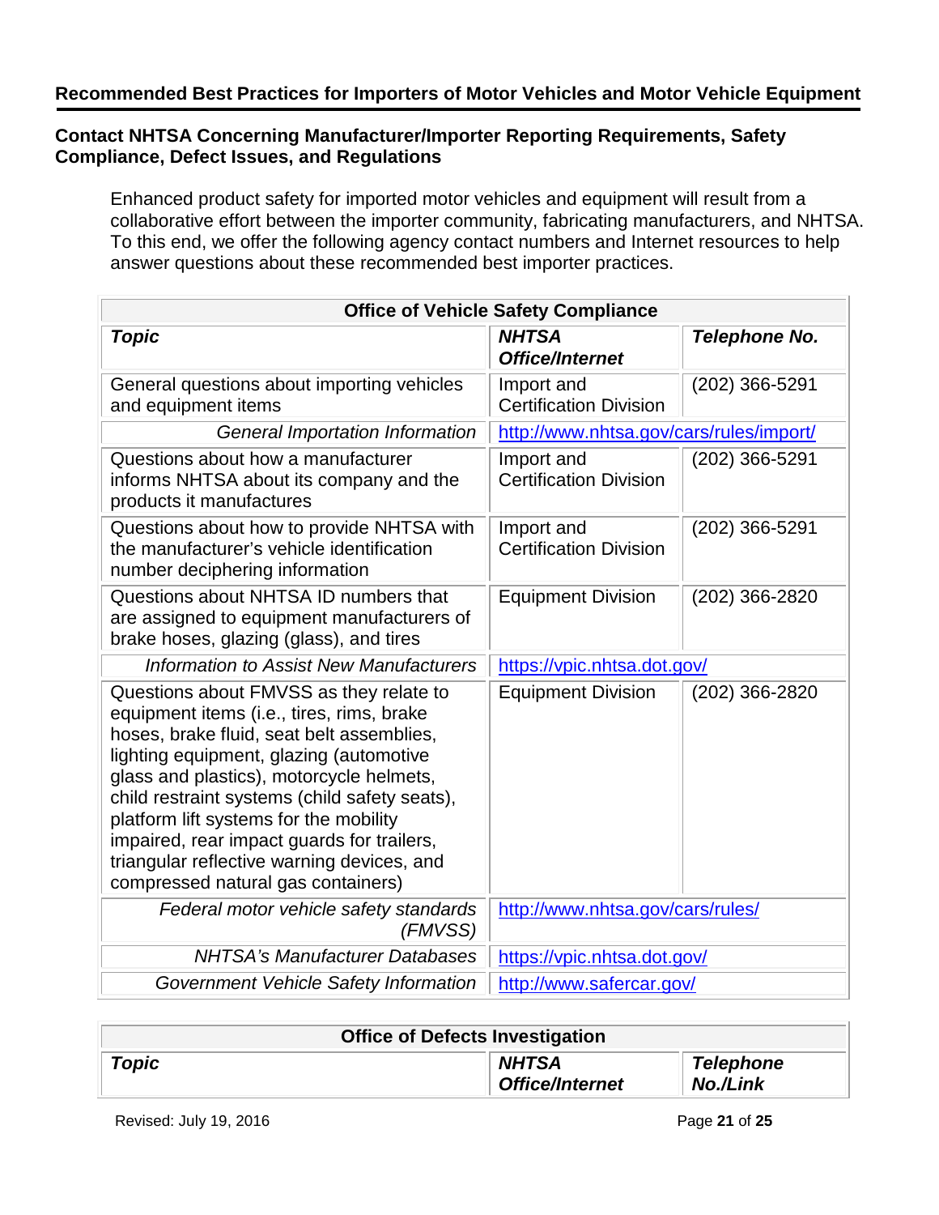## Recommended Best Practices for Importers of Motor Vehicles and Motor Vehicle Equipment

### Contact NHTSA Concerning Manufacturer/Importer Reporting Requirements, Safety Compliance, Defect Issues, and Regulations

Enhanced product safety for imported motor vehicles and equipment will result from a collaborative effort between the importer community, fabricating manufacturers, and NHTSA. To this end, we offer the following agency contact numbers and Internet resources to help answer questions about these recommended best importer practices.

| Office of Vehicle Safety Compliance | | |
|---|---|---|
| ***Topic*** | ***NHTSA Office/Internet*** | ***Telephone No.*** |
| General questions about importing vehicles and equipment items | Import and Certification Division | (202) 366-5291 |
| *General Importation Information* | http://www.nhtsa.gov/cars/rules/import/ | |
| Questions about how a manufacturer informs NHTSA about its company and the products it manufactures | Import and Certification Division | (202) 366-5291 |
| Questions about how to provide NHTSA with the manufacturer's vehicle identification number deciphering information | Import and Certification Division | (202) 366-5291 |
| Questions about NHTSA ID numbers that are assigned to equipment manufacturers of brake hoses, glazing (glass), and tires | Equipment Division | (202) 366-2820 |
| *Information to Assist New Manufacturers* | https://vpic.nhtsa.dot.gov/ | |
| Questions about FMVSS as they relate to equipment items (i.e., tires, rims, brake hoses, brake fluid, seat belt assemblies, lighting equipment, glazing (automotive glass and plastics), motorcycle helmets, child restraint systems (child safety seats), platform lift systems for the mobility impaired, rear impact guards for trailers, triangular reflective warning devices, and compressed natural gas containers) | Equipment Division | (202) 366-2820 |
| *Federal motor vehicle safety standards (FMVSS)* | http://www.nhtsa.gov/cars/rules/ | |
| *NHTSA's Manufacturer Databases* | https://vpic.nhtsa.dot.gov/ | |
| *Government Vehicle Safety Information* | http://www.safercar.gov/ | |

| Office of Defects Investigation | | |
|---|---|---|
| ***Topic*** | ***NHTSA Office/Internet*** | ***Telephone No./Link*** |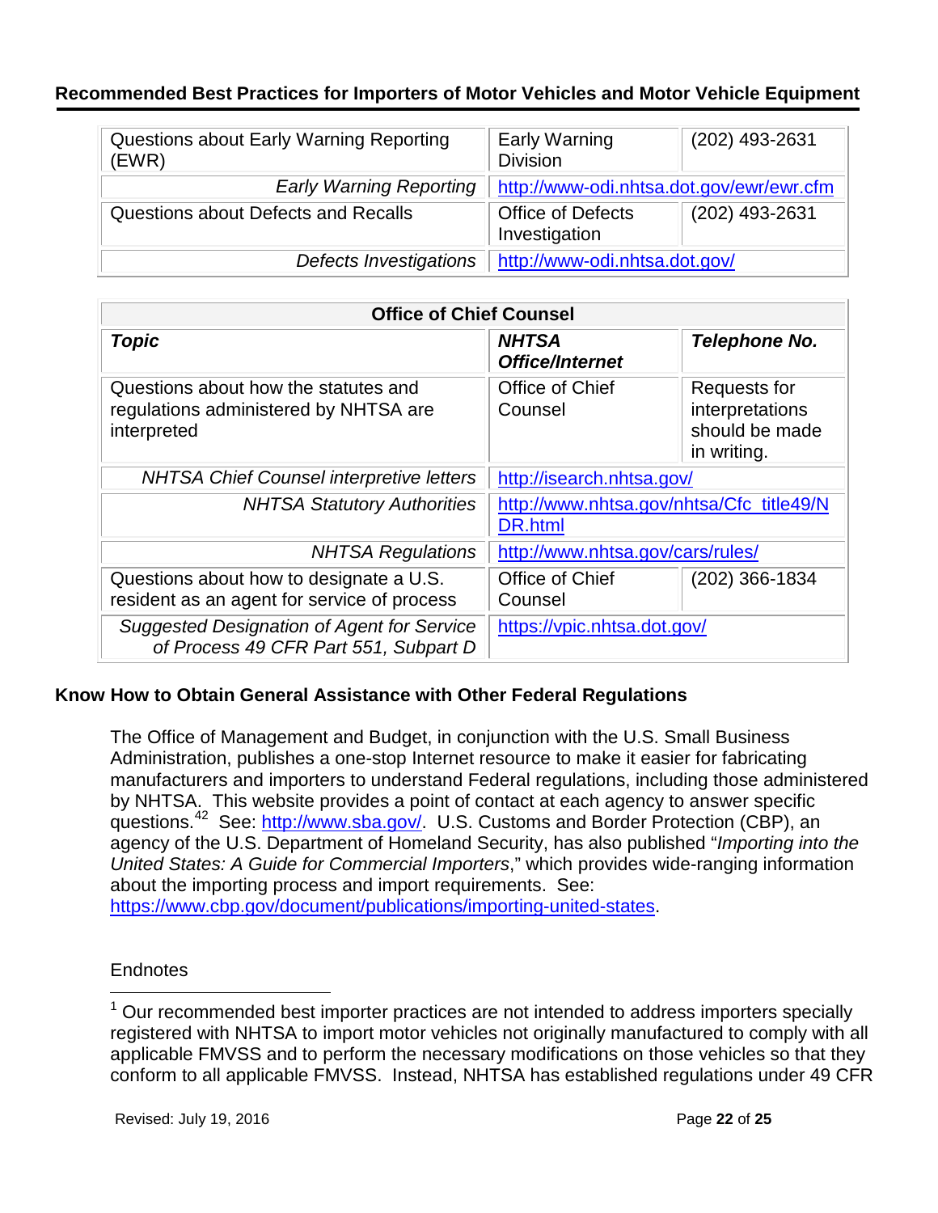| | | |
|---|---|---|
| Questions about Early Warning Reporting (EWR) | Early Warning Division | (202) 493-2631 |
| *Early Warning Reporting* | http://www-odi.nhtsa.dot.gov/ewr/ewr.cfm | |
| Questions about Defects and Recalls | Office of Defects Investigation | (202) 493-2631 |
| *Defects Investigations* | http://www-odi.nhtsa.dot.gov/ | |

| Office of Chief Counsel | | |
|---|---|---|
| ***Topic*** | ***NHTSA Office/Internet*** | ***Telephone No.*** |
| Questions about how the statutes and regulations administered by NHTSA are interpreted | Office of Chief Counsel | Requests for interpretations should be made in writing. |
| *NHTSA Chief Counsel interpretive letters* | http://isearch.nhtsa.gov/ | |
| *NHTSA Statutory Authorities* | http://www.nhtsa.gov/nhtsa/Cfc_title49/NDR.html | |
| *NHTSA Regulations* | http://www.nhtsa.gov/cars/rules/ | |
| Questions about how to designate a U.S. resident as an agent for service of process | Office of Chief Counsel | (202) 366-1834 |
| *Suggested Designation of Agent for Service of Process 49 CFR Part 551, Subpart D* | https://vpic.nhtsa.dot.gov/ | |

## Know How to Obtain General Assistance with Other Federal Regulations

The Office of Management and Budget, in conjunction with the U.S. Small Business Administration, publishes a one-stop Internet resource to make it easier for fabricating manufacturers and importers to understand Federal regulations, including those administered by NHTSA. This website provides a point of contact at each agency to answer specific questions.[42] See: http://www.sba.gov/. U.S. Customs and Border Protection (CBP), an agency of the U.S. Department of Homeland Security, has also published "*Importing into the United States: A Guide for Commercial Importers*," which provides wide-ranging information about the importing process and import requirements. See: https://www.cbp.gov/document/publications/importing-united-states.

Endnotes

[1] Our recommended best importer practices are not intended to address importers specially registered with NHTSA to import motor vehicles not originally manufactured to comply with all applicable FMVSS and to perform the necessary modifications on those vehicles so that they conform to all applicable FMVSS. Instead, NHTSA has established regulations under 49 CFR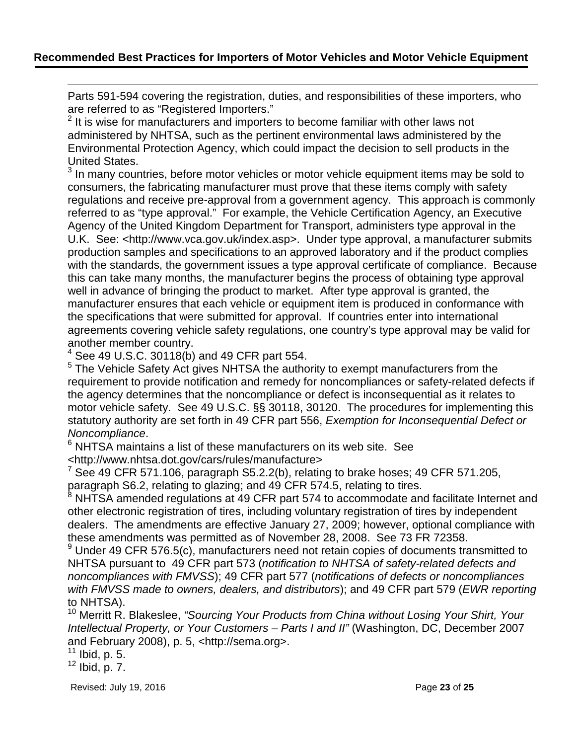Parts 591-594 covering the registration, duties, and responsibilities of these importers, who are referred to as "Registered Importers."

[2] It is wise for manufacturers and importers to become familiar with other laws not administered by NHTSA, such as the pertinent environmental laws administered by the Environmental Protection Agency, which could impact the decision to sell products in the United States.

[3] In many countries, before motor vehicles or motor vehicle equipment items may be sold to consumers, the fabricating manufacturer must prove that these items comply with safety regulations and receive pre-approval from a government agency. This approach is commonly referred to as "type approval." For example, the Vehicle Certification Agency, an Executive Agency of the United Kingdom Department for Transport, administers type approval in the U.K. See: <http://www.vca.gov.uk/index.asp>. Under type approval, a manufacturer submits production samples and specifications to an approved laboratory and if the product complies with the standards, the government issues a type approval certificate of compliance. Because this can take many months, the manufacturer begins the process of obtaining type approval well in advance of bringing the product to market. After type approval is granted, the manufacturer ensures that each vehicle or equipment item is produced in conformance with the specifications that were submitted for approval. If countries enter into international agreements covering vehicle safety regulations, one country's type approval may be valid for another member country.

[4] See 49 U.S.C. 30118(b) and 49 CFR part 554.

[5] The Vehicle Safety Act gives NHTSA the authority to exempt manufacturers from the requirement to provide notification and remedy for noncompliances or safety-related defects if the agency determines that the noncompliance or defect is inconsequential as it relates to motor vehicle safety. See 49 U.S.C. §§ 30118, 30120. The procedures for implementing this statutory authority are set forth in 49 CFR part 556, *Exemption for Inconsequential Defect or Noncompliance*.

[6] NHTSA maintains a list of these manufacturers on its web site. See <http://www.nhtsa.dot.gov/cars/rules/manufacture>

[7] See 49 CFR 571.106, paragraph S5.2.2(b), relating to brake hoses; 49 CFR 571.205, paragraph S6.2, relating to glazing; and 49 CFR 574.5, relating to tires.

[8] NHTSA amended regulations at 49 CFR part 574 to accommodate and facilitate Internet and other electronic registration of tires, including voluntary registration of tires by independent dealers. The amendments are effective January 27, 2009; however, optional compliance with these amendments was permitted as of November 28, 2008. See 73 FR 72358.

[9] Under 49 CFR 576.5(c), manufacturers need not retain copies of documents transmitted to NHTSA pursuant to 49 CFR part 573 (*notification to NHTSA of safety-related defects and noncompliances with FMVSS*); 49 CFR part 577 (*notifications of defects or noncompliances with FMVSS made to owners, dealers, and distributors*); and 49 CFR part 579 (*EWR reporting* to NHTSA).

[10] Merritt R. Blakeslee, *"Sourcing Your Products from China without Losing Your Shirt, Your Intellectual Property, or Your Customers – Parts I and II"* (Washington, DC, December 2007 and February 2008), p. 5, <http://sema.org>.

[11] Ibid, p. 5.

[12] Ibid, p. 7.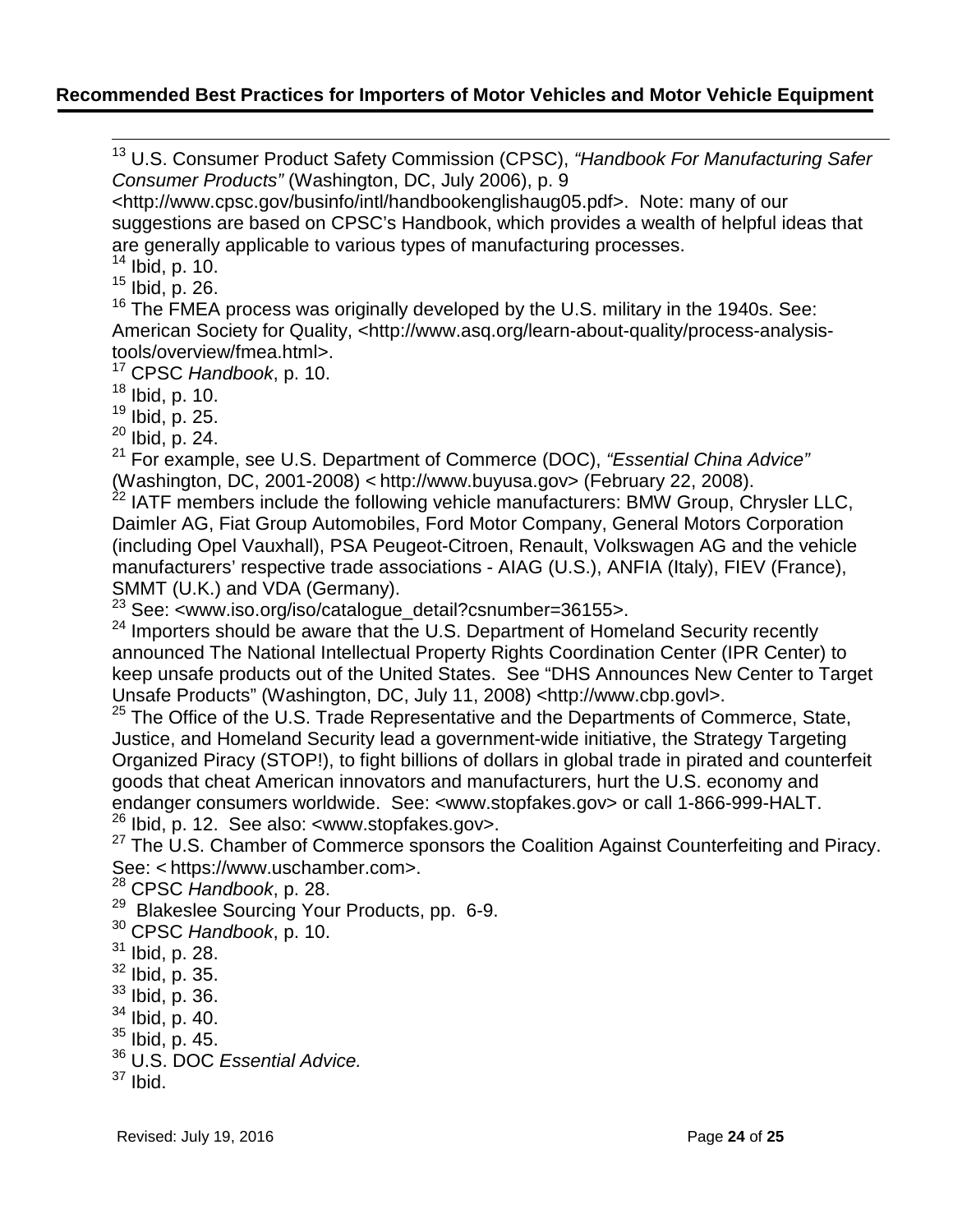[13] U.S. Consumer Product Safety Commission (CPSC), *"Handbook For Manufacturing Safer Consumer Products"* (Washington, DC, July 2006), p. 9 <http://www.cpsc.gov/businfo/intl/handbookenglishaug05.pdf>. Note: many of our suggestions are based on CPSC's Handbook, which provides a wealth of helpful ideas that are generally applicable to various types of manufacturing processes.

[14] Ibid, p. 10.

[15] Ibid, p. 26.

[16] The FMEA process was originally developed by the U.S. military in the 1940s. See: American Society for Quality, <http://www.asq.org/learn-about-quality/process-analysis-tools/overview/fmea.html>.

[17] CPSC *Handbook*, p. 10.

[18] Ibid, p. 10.

[19] Ibid, p. 25.

[20] Ibid, p. 24.

[21] For example, see U.S. Department of Commerce (DOC), *"Essential China Advice"* (Washington, DC, 2001-2008) < http://www.buyusa.gov> (February 22, 2008).

[22] IATF members include the following vehicle manufacturers: BMW Group, Chrysler LLC, Daimler AG, Fiat Group Automobiles, Ford Motor Company, General Motors Corporation (including Opel Vauxhall), PSA Peugeot-Citroen, Renault, Volkswagen AG and the vehicle manufacturers' respective trade associations - AIAG (U.S.), ANFIA (Italy), FIEV (France), SMMT (U.K.) and VDA (Germany).

[23] See: <www.iso.org/iso/catalogue_detail?csnumber=36155>.

[24] Importers should be aware that the U.S. Department of Homeland Security recently announced The National Intellectual Property Rights Coordination Center (IPR Center) to keep unsafe products out of the United States. See "DHS Announces New Center to Target Unsafe Products" (Washington, DC, July 11, 2008) <http://www.cbp.govl>.

[25] The Office of the U.S. Trade Representative and the Departments of Commerce, State, Justice, and Homeland Security lead a government-wide initiative, the Strategy Targeting Organized Piracy (STOP!), to fight billions of dollars in global trade in pirated and counterfeit goods that cheat American innovators and manufacturers, hurt the U.S. economy and endanger consumers worldwide. See: <www.stopfakes.gov> or call 1-866-999-HALT.

[26] Ibid, p. 12. See also: <www.stopfakes.gov>.

[27] The U.S. Chamber of Commerce sponsors the Coalition Against Counterfeiting and Piracy. See: < https://www.uschamber.com>.

[28] CPSC *Handbook*, p. 28.

[29] Blakeslee Sourcing Your Products, pp. 6-9.

[30] CPSC *Handbook*, p. 10.

[31] Ibid, p. 28.

[32] Ibid, p. 35.

[33] Ibid, p. 36.

[34] Ibid, p. 40.

[35] Ibid, p. 45.

[36] U.S. DOC *Essential Advice.*

[37] Ibid.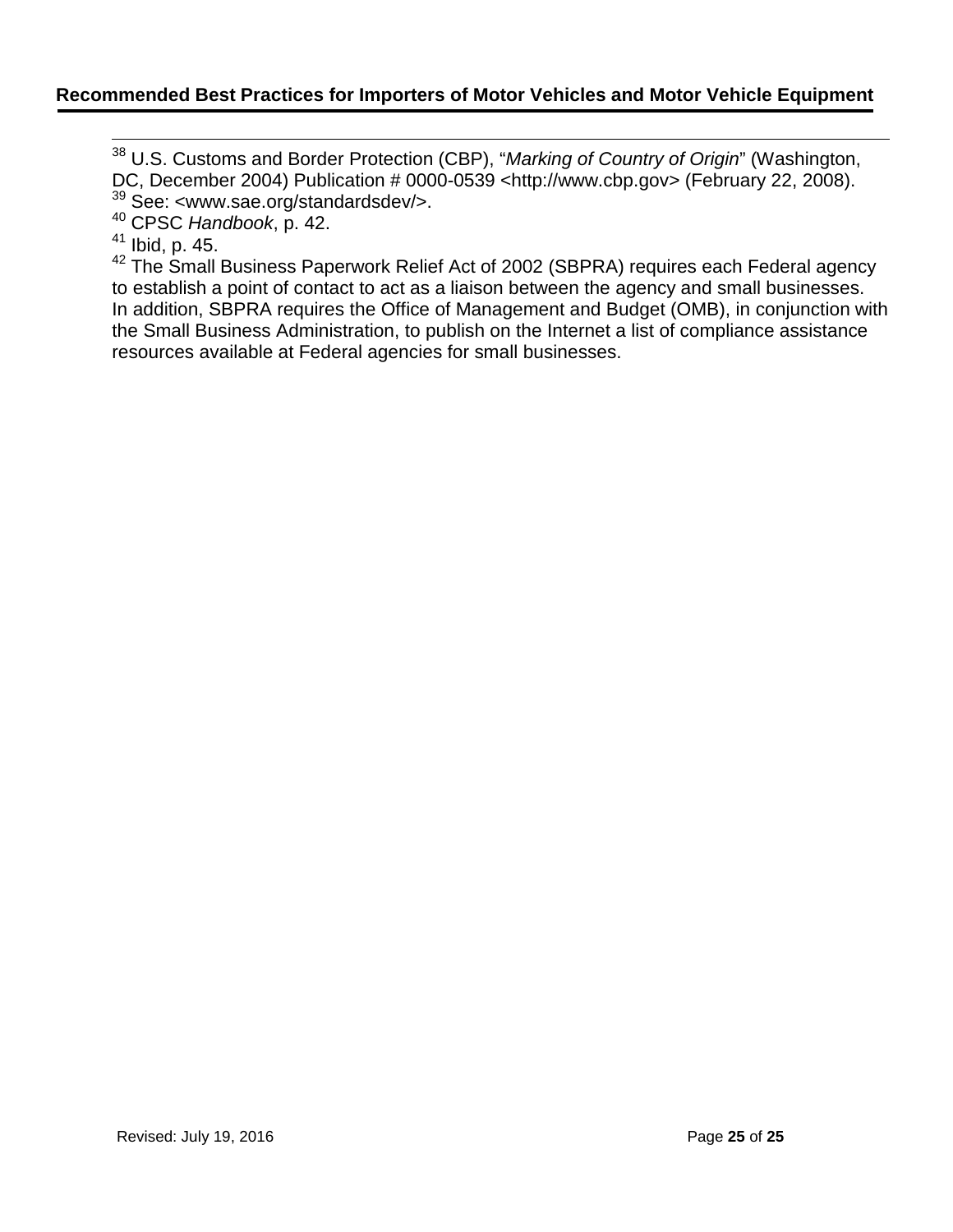[38] U.S. Customs and Border Protection (CBP), "*Marking of Country of Origin*" (Washington, DC, December 2004) Publication # 0000-0539 <http://www.cbp.gov> (February 22, 2008).

[39] See: <www.sae.org/standardsdev/>.

[40] CPSC *Handbook*, p. 42.

[41] Ibid, p. 45.

[42] The Small Business Paperwork Relief Act of 2002 (SBPRA) requires each Federal agency to establish a point of contact to act as a liaison between the agency and small businesses. In addition, SBPRA requires the Office of Management and Budget (OMB), in conjunction with the Small Business Administration, to publish on the Internet a list of compliance assistance resources available at Federal agencies for small businesses.